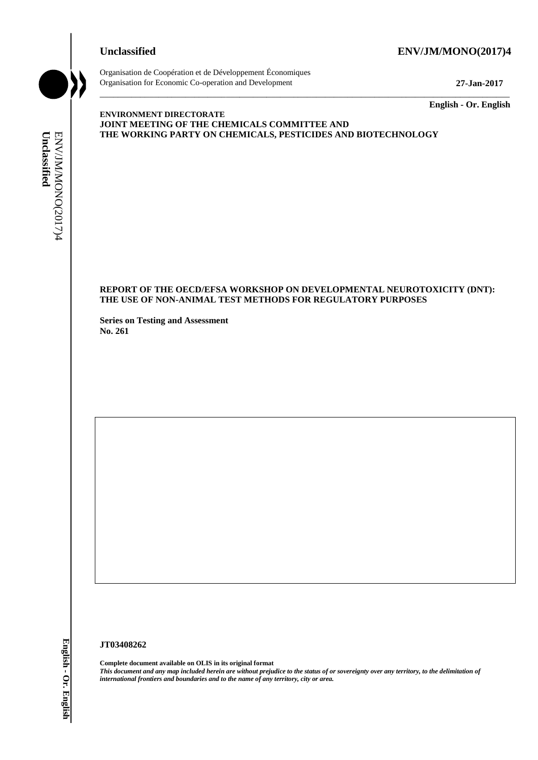**Unclassified** **ENV/JM/MONO(2017)4**

Organisation de Coopération et de Développement Économiques
Organisation for Economic Co-operation and Development **27-Jan-2017**

**English - Or. English**

**ENVIRONMENT DIRECTORATE**
**JOINT MEETING OF THE CHEMICALS COMMITTEE AND**
**THE WORKING PARTY ON CHEMICALS, PESTICIDES AND BIOTECHNOLOGY**

# REPORT OF THE OECD/EFSA WORKSHOP ON DEVELOPMENTAL NEUROTOXICITY (DNT): THE USE OF NON-ANIMAL TEST METHODS FOR REGULATORY PURPOSES

**Series on Testing and Assessment**
**No. 261**

**JT03408262**

**Complete document available on OLIS in its original format**
***This document and any map included herein are without prejudice to the status of or sovereignty over any territory, to the delimitation of international frontiers and boundaries and to the name of any territory, city or area.***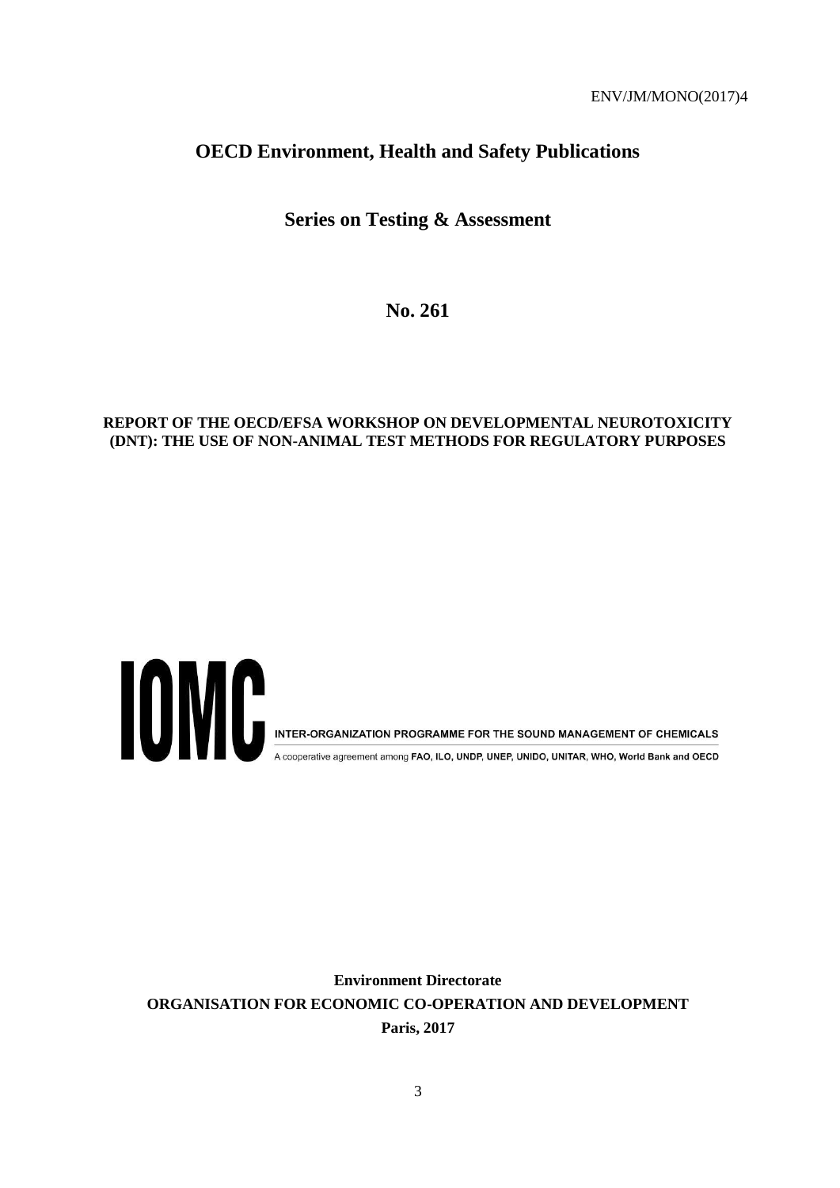ENV/JM/MONO(2017)4

# OECD Environment, Health and Safety Publications

## Series on Testing & Assessment

## No. 261

**REPORT OF THE OECD/EFSA WORKSHOP ON DEVELOPMENTAL NEUROTOXICITY (DNT): THE USE OF NON-ANIMAL TEST METHODS FOR REGULATORY PURPOSES**

IOMC

INTER-ORGANIZATION PROGRAMME FOR THE SOUND MANAGEMENT OF CHEMICALS

A cooperative agreement among **FAO, ILO, UNDP, UNEP, UNIDO, UNITAR, WHO, World Bank and OECD**

**Environment Directorate**

**ORGANISATION FOR ECONOMIC CO-OPERATION AND DEVELOPMENT**

**Paris, 2017**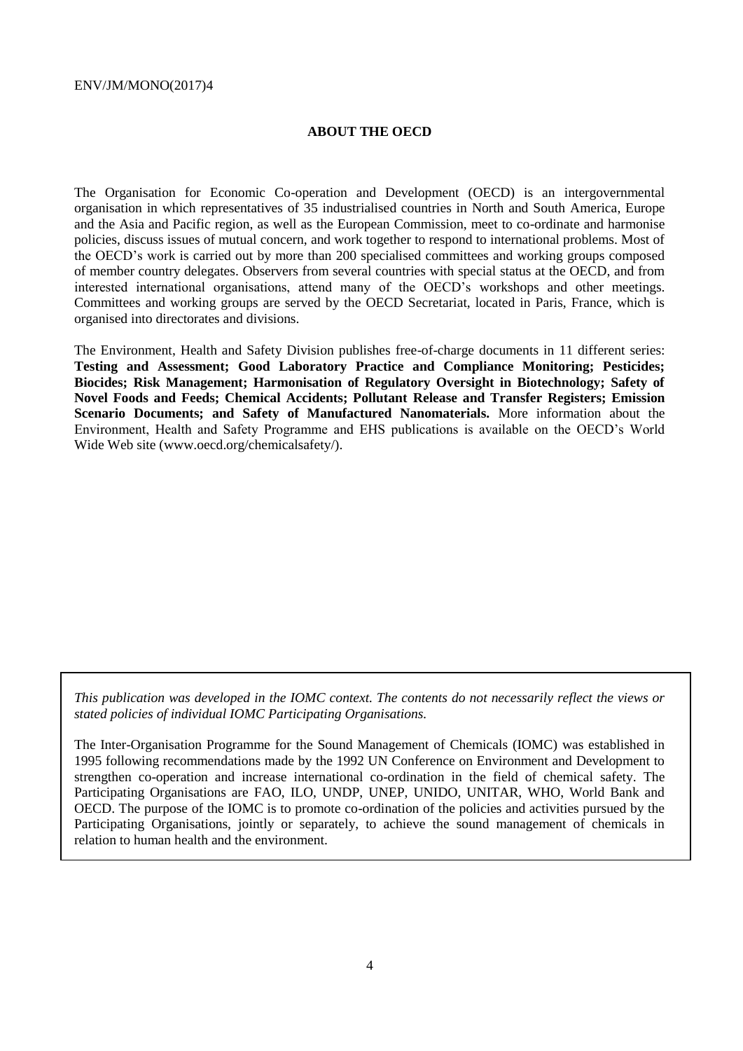## ABOUT THE OECD

The Organisation for Economic Co-operation and Development (OECD) is an intergovernmental organisation in which representatives of 35 industrialised countries in North and South America, Europe and the Asia and Pacific region, as well as the European Commission, meet to co-ordinate and harmonise policies, discuss issues of mutual concern, and work together to respond to international problems. Most of the OECD's work is carried out by more than 200 specialised committees and working groups composed of member country delegates. Observers from several countries with special status at the OECD, and from interested international organisations, attend many of the OECD's workshops and other meetings. Committees and working groups are served by the OECD Secretariat, located in Paris, France, which is organised into directorates and divisions.

The Environment, Health and Safety Division publishes free-of-charge documents in 11 different series: **Testing and Assessment; Good Laboratory Practice and Compliance Monitoring; Pesticides; Biocides; Risk Management; Harmonisation of Regulatory Oversight in Biotechnology; Safety of Novel Foods and Feeds; Chemical Accidents; Pollutant Release and Transfer Registers; Emission Scenario Documents; and Safety of Manufactured Nanomaterials.** More information about the Environment, Health and Safety Programme and EHS publications is available on the OECD's World Wide Web site (www.oecd.org/chemicalsafety/).

*This publication was developed in the IOMC context. The contents do not necessarily reflect the views or stated policies of individual IOMC Participating Organisations.*

The Inter-Organisation Programme for the Sound Management of Chemicals (IOMC) was established in 1995 following recommendations made by the 1992 UN Conference on Environment and Development to strengthen co-operation and increase international co-ordination in the field of chemical safety. The Participating Organisations are FAO, ILO, UNDP, UNEP, UNIDO, UNITAR, WHO, World Bank and OECD. The purpose of the IOMC is to promote co-ordination of the policies and activities pursued by the Participating Organisations, jointly or separately, to achieve the sound management of chemicals in relation to human health and the environment.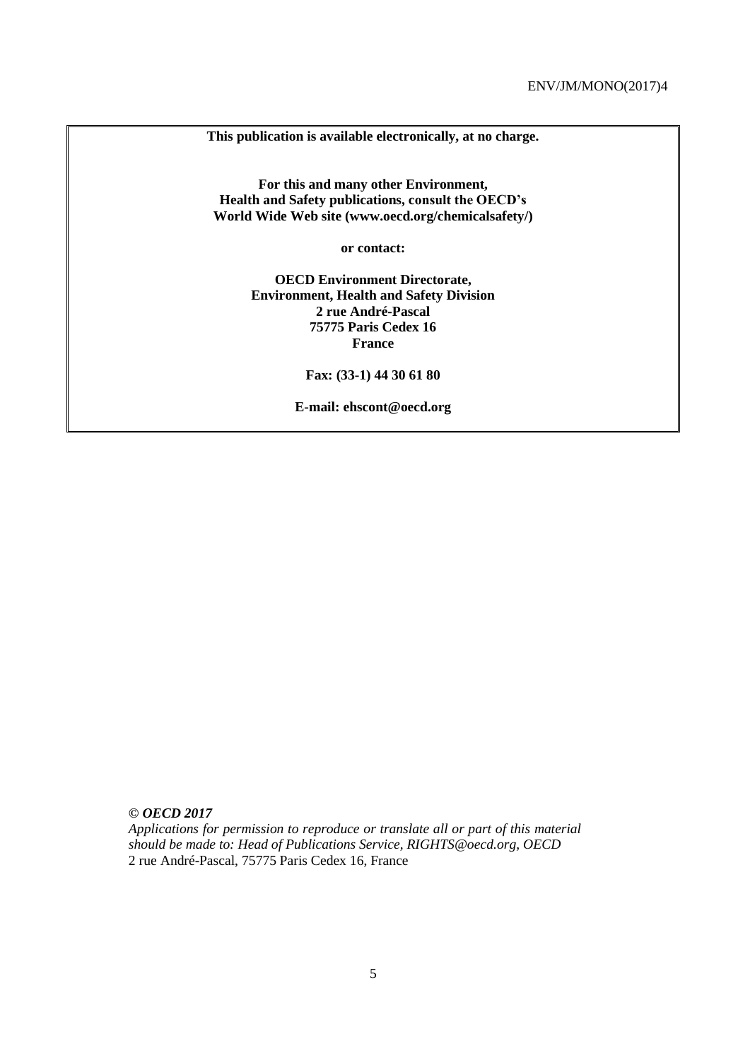**This publication is available electronically, at no charge.**

**For this and many other Environment, Health and Safety publications, consult the OECD's World Wide Web site (www.oecd.org/chemicalsafety/)**

**or contact:**

**OECD Environment Directorate,**
**Environment, Health and Safety Division**
**2 rue André-Pascal**
**75775 Paris Cedex 16**
**France**

**Fax: (33-1) 44 30 61 80**

**E-mail: ehscont@oecd.org**

***© OECD 2017***
*Applications for permission to reproduce or translate all or part of this material should be made to: Head of Publications Service, RIGHTS@oecd.org, OECD*
2 rue André-Pascal, 75775 Paris Cedex 16, France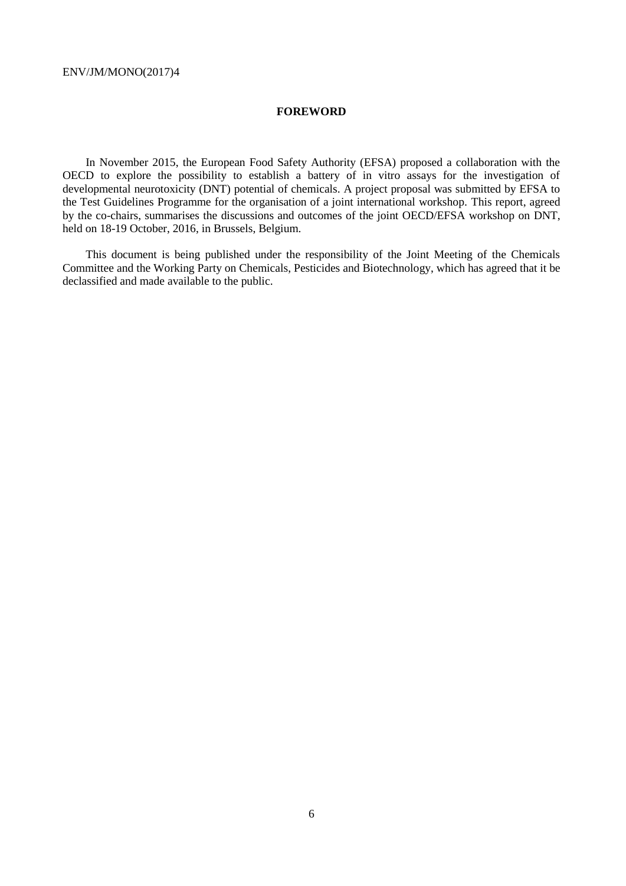## FOREWORD

In November 2015, the European Food Safety Authority (EFSA) proposed a collaboration with the OECD to explore the possibility to establish a battery of in vitro assays for the investigation of developmental neurotoxicity (DNT) potential of chemicals. A project proposal was submitted by EFSA to the Test Guidelines Programme for the organisation of a joint international workshop. This report, agreed by the co-chairs, summarises the discussions and outcomes of the joint OECD/EFSA workshop on DNT, held on 18-19 October, 2016, in Brussels, Belgium.

This document is being published under the responsibility of the Joint Meeting of the Chemicals Committee and the Working Party on Chemicals, Pesticides and Biotechnology, which has agreed that it be declassified and made available to the public.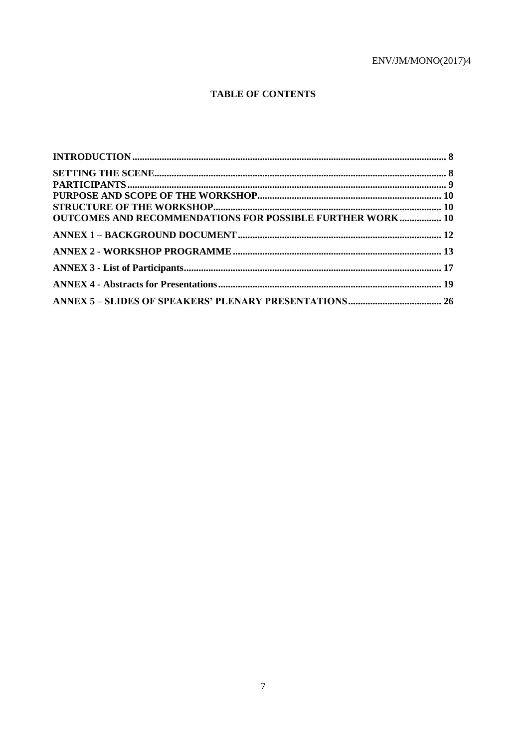**TABLE OF CONTENTS**

**INTRODUCTION** ........ 8

**SETTING THE SCENE** ........ 8
**PARTICIPANTS** ........ 9
**PURPOSE AND SCOPE OF THE WORKSHOP** ........ 10
**STRUCTURE OF THE WORKSHOP** ........ 10
**OUTCOMES AND RECOMMENDATIONS FOR POSSIBLE FURTHER WORK** ........ 10

**ANNEX 1 – BACKGROUND DOCUMENT** ........ 12

**ANNEX 2 - WORKSHOP PROGRAMME** ........ 13

**ANNEX 3 - List of Participants** ........ 17

**ANNEX 4 - Abstracts for Presentations** ........ 19

**ANNEX 5 – SLIDES OF SPEAKERS' PLENARY PRESENTATIONS** ........ 26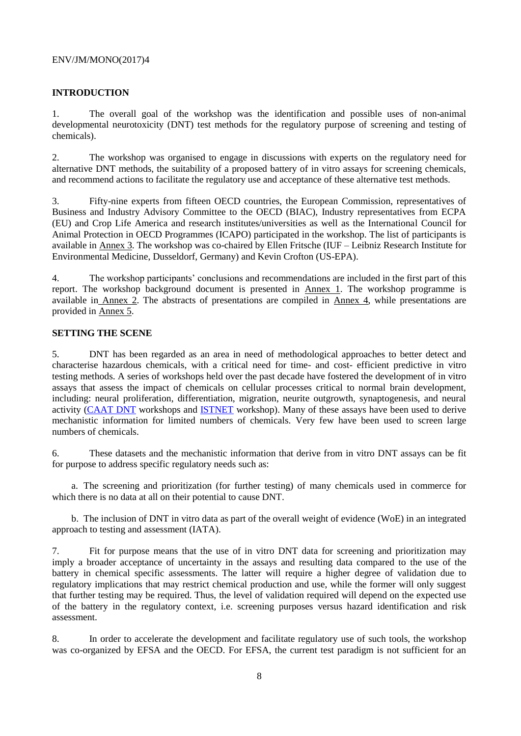## INTRODUCTION

1. The overall goal of the workshop was the identification and possible uses of non-animal developmental neurotoxicity (DNT) test methods for the regulatory purpose of screening and testing of chemicals).

2. The workshop was organised to engage in discussions with experts on the regulatory need for alternative DNT methods, the suitability of a proposed battery of in vitro assays for screening chemicals, and recommend actions to facilitate the regulatory use and acceptance of these alternative test methods.

3. Fifty-nine experts from fifteen OECD countries, the European Commission, representatives of Business and Industry Advisory Committee to the OECD (BIAC), Industry representatives from ECPA (EU) and Crop Life America and research institutes/universities as well as the International Council for Animal Protection in OECD Programmes (ICAPO) participated in the workshop. The list of participants is available in Annex 3. The workshop was co-chaired by Ellen Fritsche (IUF – Leibniz Research Institute for Environmental Medicine, Dusseldorf, Germany) and Kevin Crofton (US-EPA).

4. The workshop participants' conclusions and recommendations are included in the first part of this report. The workshop background document is presented in Annex 1. The workshop programme is available in Annex 2. The abstracts of presentations are compiled in Annex 4, while presentations are provided in Annex 5.

## SETTING THE SCENE

5. DNT has been regarded as an area in need of methodological approaches to better detect and characterise hazardous chemicals, with a critical need for time- and cost- efficient predictive in vitro testing methods. A series of workshops held over the past decade have fostered the development of in vitro assays that assess the impact of chemicals on cellular processes critical to normal brain development, including: neural proliferation, differentiation, migration, neurite outgrowth, synaptogenesis, and neural activity (CAAT DNT workshops and ISTNET workshop). Many of these assays have been used to derive mechanistic information for limited numbers of chemicals. Very few have been used to screen large numbers of chemicals.

6. These datasets and the mechanistic information that derive from in vitro DNT assays can be fit for purpose to address specific regulatory needs such as:

   a. The screening and prioritization (for further testing) of many chemicals used in commerce for which there is no data at all on their potential to cause DNT.

   b. The inclusion of DNT in vitro data as part of the overall weight of evidence (WoE) in an integrated approach to testing and assessment (IATA).

7. Fit for purpose means that the use of in vitro DNT data for screening and prioritization may imply a broader acceptance of uncertainty in the assays and resulting data compared to the use of the battery in chemical specific assessments. The latter will require a higher degree of validation due to regulatory implications that may restrict chemical production and use, while the former will only suggest that further testing may be required. Thus, the level of validation required will depend on the expected use of the battery in the regulatory context, i.e. screening purposes versus hazard identification and risk assessment.

8. In order to accelerate the development and facilitate regulatory use of such tools, the workshop was co-organized by EFSA and the OECD. For EFSA, the current test paradigm is not sufficient for an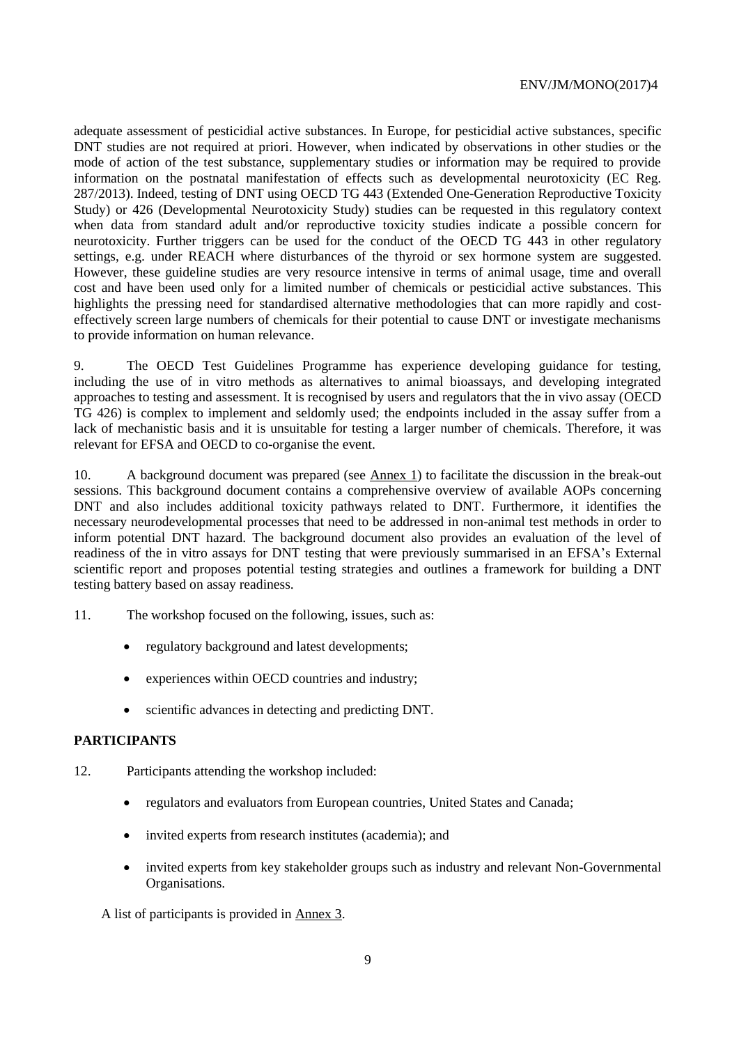adequate assessment of pesticidial active substances. In Europe, for pesticidial active substances, specific DNT studies are not required at priori. However, when indicated by observations in other studies or the mode of action of the test substance, supplementary studies or information may be required to provide information on the postnatal manifestation of effects such as developmental neurotoxicity (EC Reg. 287/2013). Indeed, testing of DNT using OECD TG 443 (Extended One-Generation Reproductive Toxicity Study) or 426 (Developmental Neurotoxicity Study) studies can be requested in this regulatory context when data from standard adult and/or reproductive toxicity studies indicate a possible concern for neurotoxicity. Further triggers can be used for the conduct of the OECD TG 443 in other regulatory settings, e.g. under REACH where disturbances of the thyroid or sex hormone system are suggested. However, these guideline studies are very resource intensive in terms of animal usage, time and overall cost and have been used only for a limited number of chemicals or pesticidial active substances. This highlights the pressing need for standardised alternative methodologies that can more rapidly and cost-effectively screen large numbers of chemicals for their potential to cause DNT or investigate mechanisms to provide information on human relevance.

9. The OECD Test Guidelines Programme has experience developing guidance for testing, including the use of in vitro methods as alternatives to animal bioassays, and developing integrated approaches to testing and assessment. It is recognised by users and regulators that the in vivo assay (OECD TG 426) is complex to implement and seldomly used; the endpoints included in the assay suffer from a lack of mechanistic basis and it is unsuitable for testing a larger number of chemicals. Therefore, it was relevant for EFSA and OECD to co-organise the event.

10. A background document was prepared (see Annex 1) to facilitate the discussion in the break-out sessions. This background document contains a comprehensive overview of available AOPs concerning DNT and also includes additional toxicity pathways related to DNT. Furthermore, it identifies the necessary neurodevelopmental processes that need to be addressed in non-animal test methods in order to inform potential DNT hazard. The background document also provides an evaluation of the level of readiness of the in vitro assays for DNT testing that were previously summarised in an EFSA's External scientific report and proposes potential testing strategies and outlines a framework for building a DNT testing battery based on assay readiness.

11. The workshop focused on the following, issues, such as:

- regulatory background and latest developments;
- experiences within OECD countries and industry;
- scientific advances in detecting and predicting DNT.

## PARTICIPANTS

12. Participants attending the workshop included:

- regulators and evaluators from European countries, United States and Canada;
- invited experts from research institutes (academia); and
- invited experts from key stakeholder groups such as industry and relevant Non-Governmental Organisations.

A list of participants is provided in Annex 3.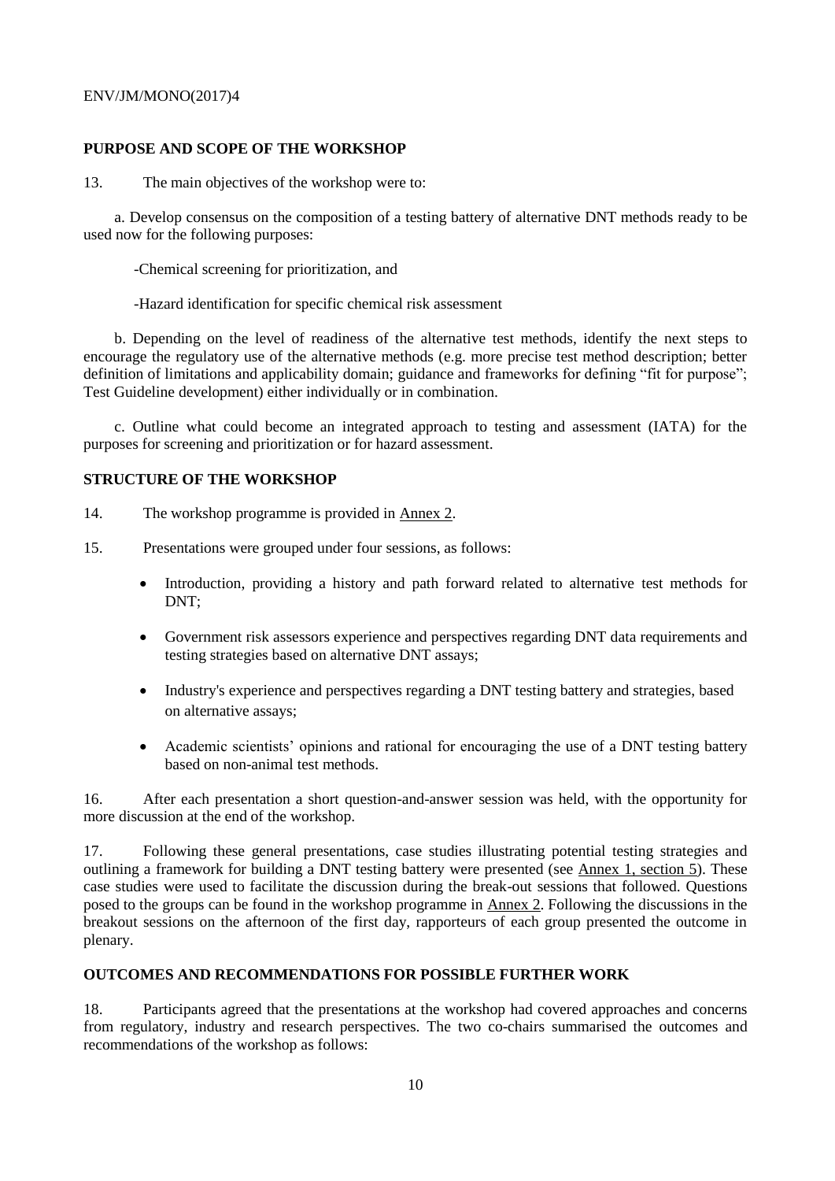## PURPOSE AND SCOPE OF THE WORKSHOP

13. The main objectives of the workshop were to:

a. Develop consensus on the composition of a testing battery of alternative DNT methods ready to be used now for the following purposes:

-Chemical screening for prioritization, and

-Hazard identification for specific chemical risk assessment

b. Depending on the level of readiness of the alternative test methods, identify the next steps to encourage the regulatory use of the alternative methods (e.g. more precise test method description; better definition of limitations and applicability domain; guidance and frameworks for defining "fit for purpose"; Test Guideline development) either individually or in combination.

c. Outline what could become an integrated approach to testing and assessment (IATA) for the purposes for screening and prioritization or for hazard assessment.

## STRUCTURE OF THE WORKSHOP

14. The workshop programme is provided in Annex 2.

15. Presentations were grouped under four sessions, as follows:

- Introduction, providing a history and path forward related to alternative test methods for DNT;
- Government risk assessors experience and perspectives regarding DNT data requirements and testing strategies based on alternative DNT assays;
- Industry's experience and perspectives regarding a DNT testing battery and strategies, based on alternative assays;
- Academic scientists' opinions and rational for encouraging the use of a DNT testing battery based on non-animal test methods.

16. After each presentation a short question-and-answer session was held, with the opportunity for more discussion at the end of the workshop.

17. Following these general presentations, case studies illustrating potential testing strategies and outlining a framework for building a DNT testing battery were presented (see Annex 1, section 5). These case studies were used to facilitate the discussion during the break-out sessions that followed. Questions posed to the groups can be found in the workshop programme in Annex 2. Following the discussions in the breakout sessions on the afternoon of the first day, rapporteurs of each group presented the outcome in plenary.

## OUTCOMES AND RECOMMENDATIONS FOR POSSIBLE FURTHER WORK

18. Participants agreed that the presentations at the workshop had covered approaches and concerns from regulatory, industry and research perspectives. The two co-chairs summarised the outcomes and recommendations of the workshop as follows: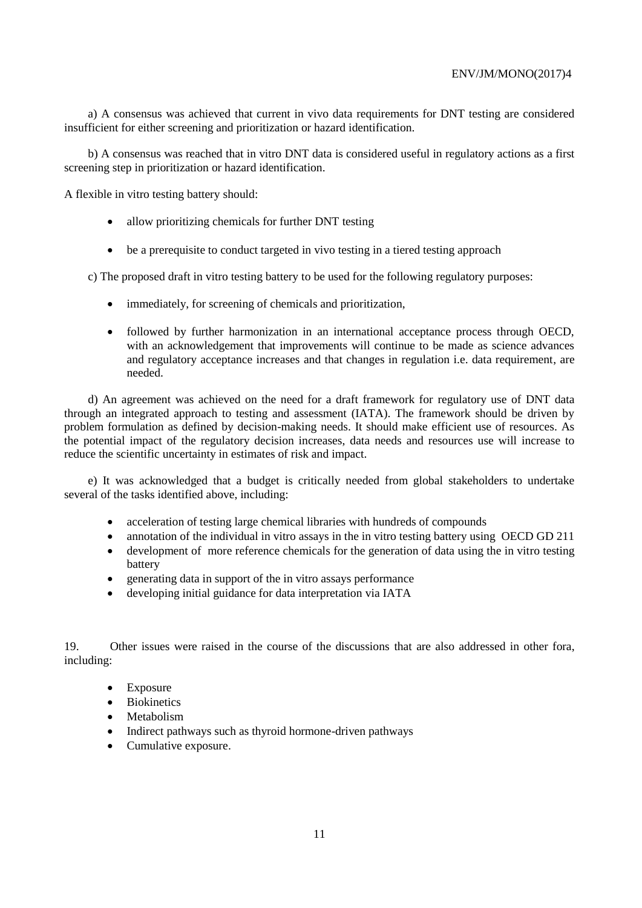a) A consensus was achieved that current in vivo data requirements for DNT testing are considered insufficient for either screening and prioritization or hazard identification.

b) A consensus was reached that in vitro DNT data is considered useful in regulatory actions as a first screening step in prioritization or hazard identification.

A flexible in vitro testing battery should:

- allow prioritizing chemicals for further DNT testing
- be a prerequisite to conduct targeted in vivo testing in a tiered testing approach

c) The proposed draft in vitro testing battery to be used for the following regulatory purposes:

- immediately, for screening of chemicals and prioritization,
- followed by further harmonization in an international acceptance process through OECD, with an acknowledgement that improvements will continue to be made as science advances and regulatory acceptance increases and that changes in regulation i.e. data requirement, are needed.

d) An agreement was achieved on the need for a draft framework for regulatory use of DNT data through an integrated approach to testing and assessment (IATA). The framework should be driven by problem formulation as defined by decision-making needs. It should make efficient use of resources. As the potential impact of the regulatory decision increases, data needs and resources use will increase to reduce the scientific uncertainty in estimates of risk and impact.

e) It was acknowledged that a budget is critically needed from global stakeholders to undertake several of the tasks identified above, including:

- acceleration of testing large chemical libraries with hundreds of compounds
- annotation of the individual in vitro assays in the in vitro testing battery using OECD GD 211
- development of more reference chemicals for the generation of data using the in vitro testing battery
- generating data in support of the in vitro assays performance
- developing initial guidance for data interpretation via IATA

19. Other issues were raised in the course of the discussions that are also addressed in other fora, including:

- Exposure
- Biokinetics
- Metabolism
- Indirect pathways such as thyroid hormone-driven pathways
- Cumulative exposure.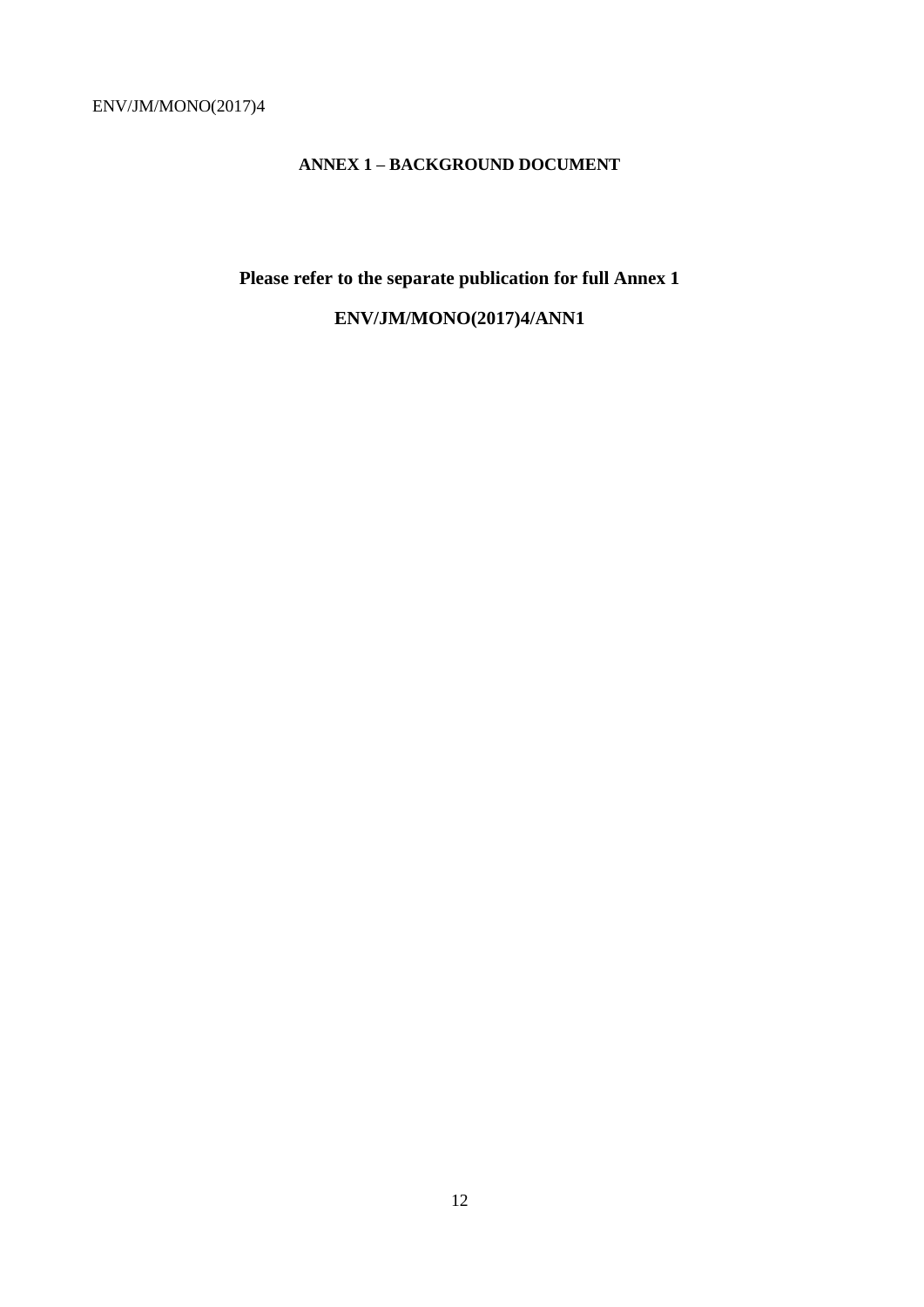## ANNEX 1 – BACKGROUND DOCUMENT

**Please refer to the separate publication for full Annex 1**

**ENV/JM/MONO(2017)4/ANN1**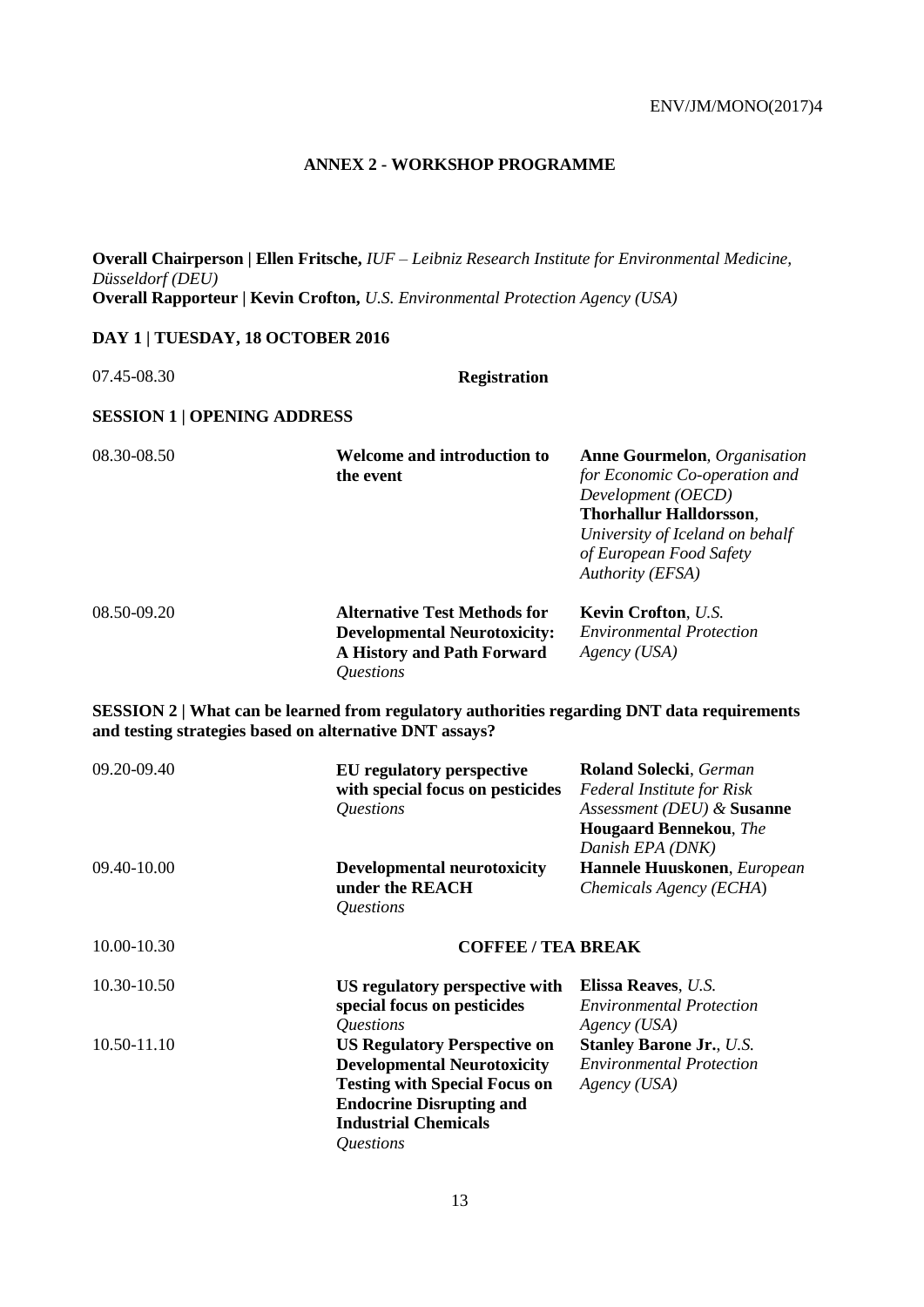# ANNEX 2 - WORKSHOP PROGRAMME

**Overall Chairperson | Ellen Fritsche,** *IUF – Leibniz Research Institute for Environmental Medicine, Düsseldorf (DEU)*
**Overall Rapporteur | Kevin Crofton,** *U.S. Environmental Protection Agency (USA)*

## DAY 1 | TUESDAY, 18 OCTOBER 2016

| | | |
|---|---|---|
| 07.45-08.30 | **Registration** | |

### SESSION 1 | OPENING ADDRESS

| | | |
|---|---|---|
| 08.30-08.50 | **Welcome and introduction to the event** | **Anne Gourmelon**, *Organisation for Economic Co-operation and Development (OECD)* **Thorhallur Halldorsson**, *University of Iceland on behalf of European Food Safety Authority (EFSA)* |
| 08.50-09.20 | **Alternative Test Methods for Developmental Neurotoxicity: A History and Path Forward** *Questions* | **Kevin Crofton**, *U.S. Environmental Protection Agency (USA)* |

### SESSION 2 | What can be learned from regulatory authorities regarding DNT data requirements and testing strategies based on alternative DNT assays?

| | | |
|---|---|---|
| 09.20-09.40 | **EU regulatory perspective with special focus on pesticides** *Questions* | **Roland Solecki**, *German Federal Institute for Risk Assessment (DEU) &* **Susanne Hougaard Bennekou**, *The Danish EPA (DNK)* |
| 09.40-10.00 | **Developmental neurotoxicity under the REACH** *Questions* | **Hannele Huuskonen**, *European Chemicals Agency (ECHA)* |
| 10.00-10.30 | **COFFEE / TEA BREAK** | |
| 10.30-10.50 | **US regulatory perspective with special focus on pesticides** *Questions* | **Elissa Reaves**, *U.S. Environmental Protection Agency (USA)* |
| 10.50-11.10 | **US Regulatory Perspective on Developmental Neurotoxicity Testing with Special Focus on Endocrine Disrupting and Industrial Chemicals** *Questions* | **Stanley Barone Jr.**, *U.S. Environmental Protection Agency (USA)* |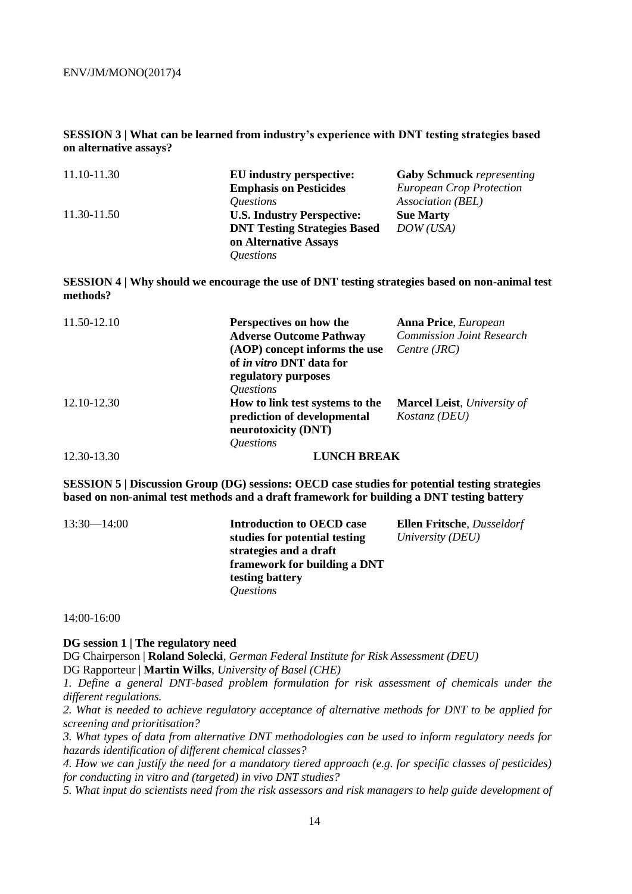**SESSION 3 | What can be learned from industry's experience with DNT testing strategies based on alternative assays?**

| | | |
|---|---|---|
| 11.10-11.30 | **EU industry perspective: Emphasis on Pesticides** *Questions* | **Gaby Schmuck** *representing European Crop Protection Association (BEL)* |
| 11.30-11.50 | **U.S. Industry Perspective: DNT Testing Strategies Based on Alternative Assays** *Questions* | **Sue Marty** *DOW (USA)* |

**SESSION 4 | Why should we encourage the use of DNT testing strategies based on non-animal test methods?**

| | | |
|---|---|---|
| 11.50-12.10 | **Perspectives on how the Adverse Outcome Pathway (AOP) concept informs the use of *in vitro* DNT data for regulatory purposes** *Questions* | **Anna Price**, *European Commission Joint Research Centre (JRC)* |
| 12.10-12.30 | **How to link test systems to the prediction of developmental neurotoxicity (DNT)** *Questions* | **Marcel Leist**, *University of Kostanz (DEU)* |
| 12.30-13.30 | **LUNCH BREAK** | |

**SESSION 5 | Discussion Group (DG) sessions: OECD case studies for potential testing strategies based on non-animal test methods and a draft framework for building a DNT testing battery**

| | | |
|---|---|---|
| 13:30—14:00 | **Introduction to OECD case studies for potential testing strategies and a draft framework for building a DNT testing battery** *Questions* | **Ellen Fritsche**, *Dusseldorf University (DEU)* |

14:00-16:00

**DG session 1 | The regulatory need**

DG Chairperson | **Roland Solecki**, *German Federal Institute for Risk Assessment (DEU)*

DG Rapporteur | **Martin Wilks**, *University of Basel (CHE)*

*1. Define a general DNT-based problem formulation for risk assessment of chemicals under the different regulations.*

*2. What is needed to achieve regulatory acceptance of alternative methods for DNT to be applied for screening and prioritisation?*

*3. What types of data from alternative DNT methodologies can be used to inform regulatory needs for hazards identification of different chemical classes?*

*4. How we can justify the need for a mandatory tiered approach (e.g. for specific classes of pesticides) for conducting in vitro and (targeted) in vivo DNT studies?*

*5. What input do scientists need from the risk assessors and risk managers to help guide development of*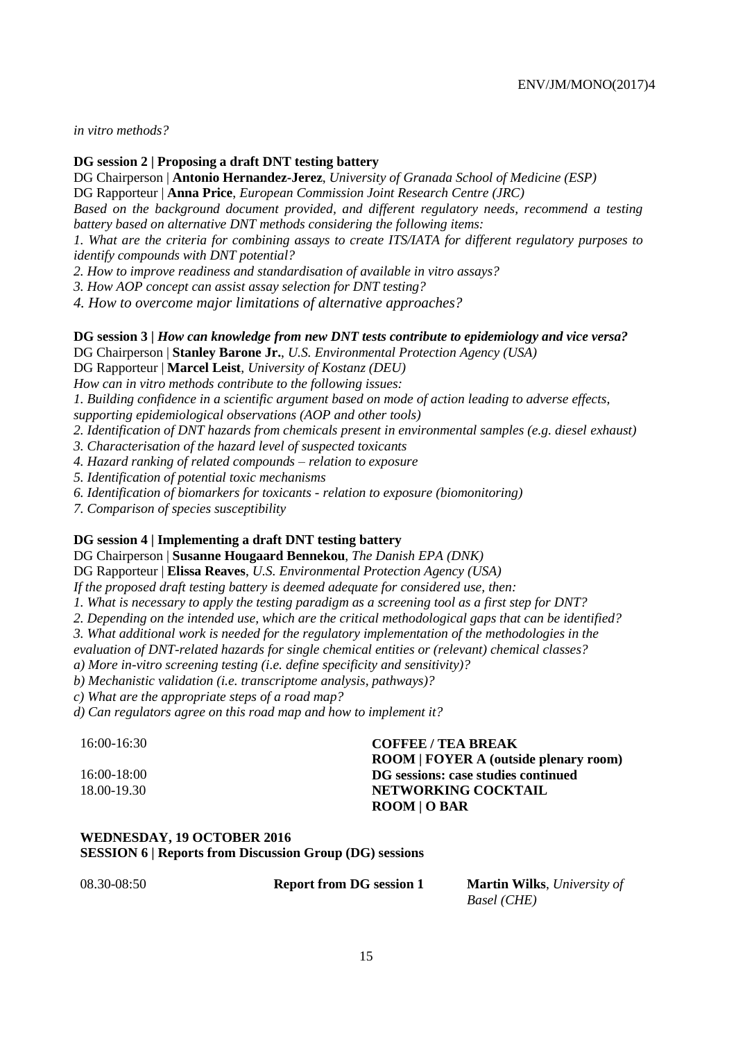*in vitro methods?*

**DG session 2 | Proposing a draft DNT testing battery**

DG Chairperson | **Antonio Hernandez-Jerez**, *University of Granada School of Medicine (ESP)*
DG Rapporteur | **Anna Price**, *European Commission Joint Research Centre (JRC)*
*Based on the background document provided, and different regulatory needs, recommend a testing battery based on alternative DNT methods considering the following items:*
*1. What are the criteria for combining assays to create ITS/IATA for different regulatory purposes to identify compounds with DNT potential?*
*2. How to improve readiness and standardisation of available in vitro assays?*
*3. How AOP concept can assist assay selection for DNT testing?*
*4. How to overcome major limitations of alternative approaches?*

**DG session 3 |** ***How can knowledge from new DNT tests contribute to epidemiology and vice versa?***

DG Chairperson | **Stanley Barone Jr.**, *U.S. Environmental Protection Agency (USA)*
DG Rapporteur | **Marcel Leist**, *University of Kostanz (DEU)*
*How can in vitro methods contribute to the following issues:*
*1. Building confidence in a scientific argument based on mode of action leading to adverse effects, supporting epidemiological observations (AOP and other tools)*
*2. Identification of DNT hazards from chemicals present in environmental samples (e.g. diesel exhaust)*
*3. Characterisation of the hazard level of suspected toxicants*
*4. Hazard ranking of related compounds – relation to exposure*
*5. Identification of potential toxic mechanisms*
*6. Identification of biomarkers for toxicants - relation to exposure (biomonitoring)*
*7. Comparison of species susceptibility*

**DG session 4 | Implementing a draft DNT testing battery**

DG Chairperson | **Susanne Hougaard Bennekou**, *The Danish EPA (DNK)*
DG Rapporteur | **Elissa Reaves**, *U.S. Environmental Protection Agency (USA)*
*If the proposed draft testing battery is deemed adequate for considered use, then:*
*1. What is necessary to apply the testing paradigm as a screening tool as a first step for DNT?*
*2. Depending on the intended use, which are the critical methodological gaps that can be identified?*
*3. What additional work is needed for the regulatory implementation of the methodologies in the evaluation of DNT-related hazards for single chemical entities or (relevant) chemical classes?*
*a) More in-vitro screening testing (i.e. define specificity and sensitivity)?*
*b) Mechanistic validation (i.e. transcriptome analysis, pathways)?*
*c) What are the appropriate steps of a road map?*
*d) Can regulators agree on this road map and how to implement it?*

| | |
|---|---|
| 16:00-16:30 | **COFFEE / TEA BREAK** <br> **ROOM \| FOYER A (outside plenary room)** |
| 16:00-18:00 | **DG sessions: case studies continued** |
| 18.00-19.30 | **NETWORKING COCKTAIL** <br> **ROOM \| O BAR** |

**WEDNESDAY, 19 OCTOBER 2016**
**SESSION 6 | Reports from Discussion Group (DG) sessions**

| | | |
|---|---|---|
| 08.30-08:50 | **Report from DG session 1** | **Martin Wilks**, *University of Basel (CHE)* |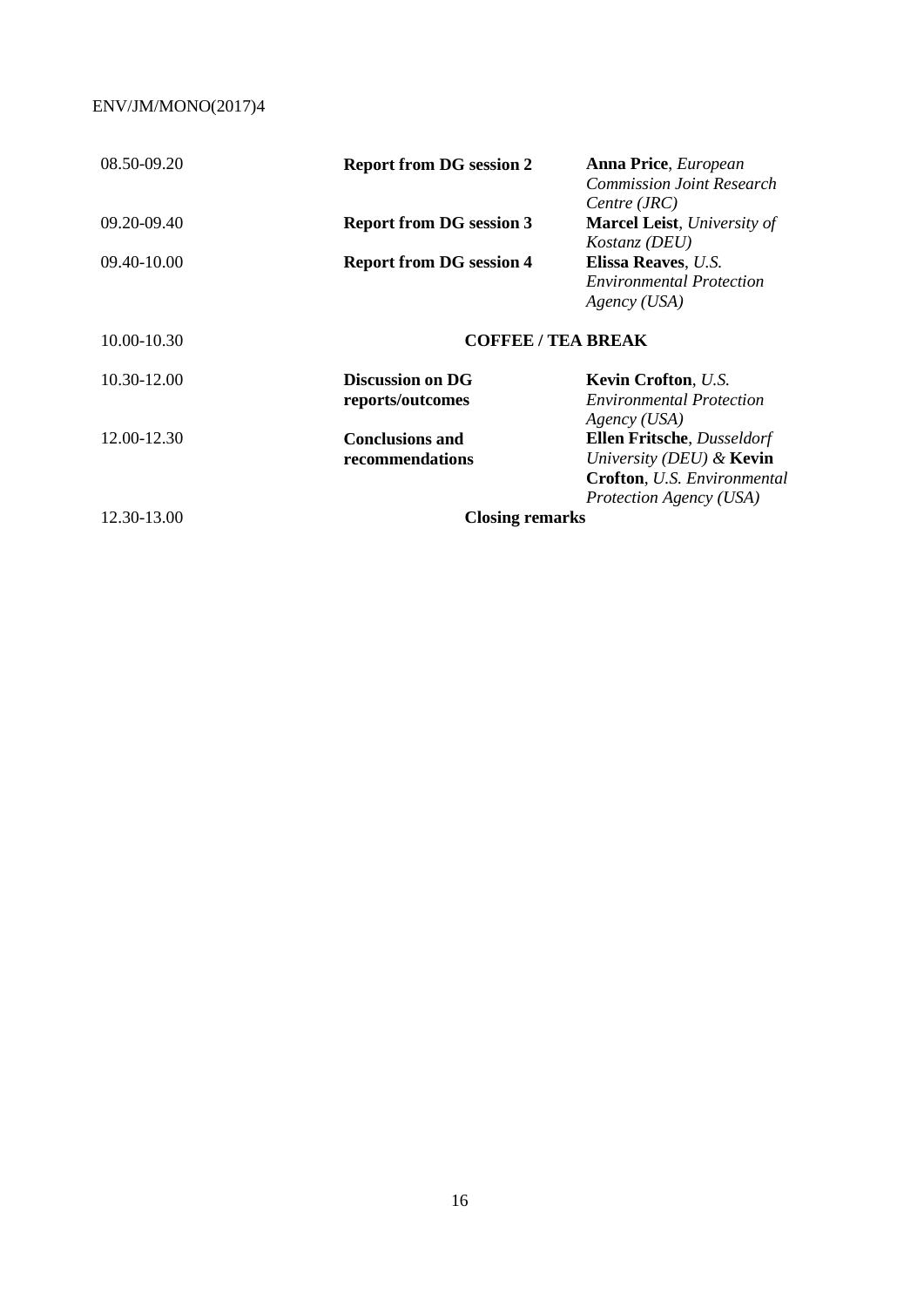| | | |
|---|---|---|
| 08.50-09.20 | **Report from DG session 2** | **Anna Price**, *European Commission Joint Research Centre (JRC)* |
| 09.20-09.40 | **Report from DG session 3** | **Marcel Leist**, *University of Kostanz (DEU)* |
| 09.40-10.00 | **Report from DG session 4** | **Elissa Reaves**, *U.S. Environmental Protection Agency (USA)* |
| 10.00-10.30 | **COFFEE / TEA BREAK** | |
| 10.30-12.00 | **Discussion on DG reports/outcomes** | **Kevin Crofton**, *U.S. Environmental Protection Agency (USA)* |
| 12.00-12.30 | **Conclusions and recommendations** | **Ellen Fritsche**, *Dusseldorf University (DEU)* & **Kevin Crofton**, *U.S. Environmental Protection Agency (USA)* |
| 12.30-13.00 | **Closing remarks** | |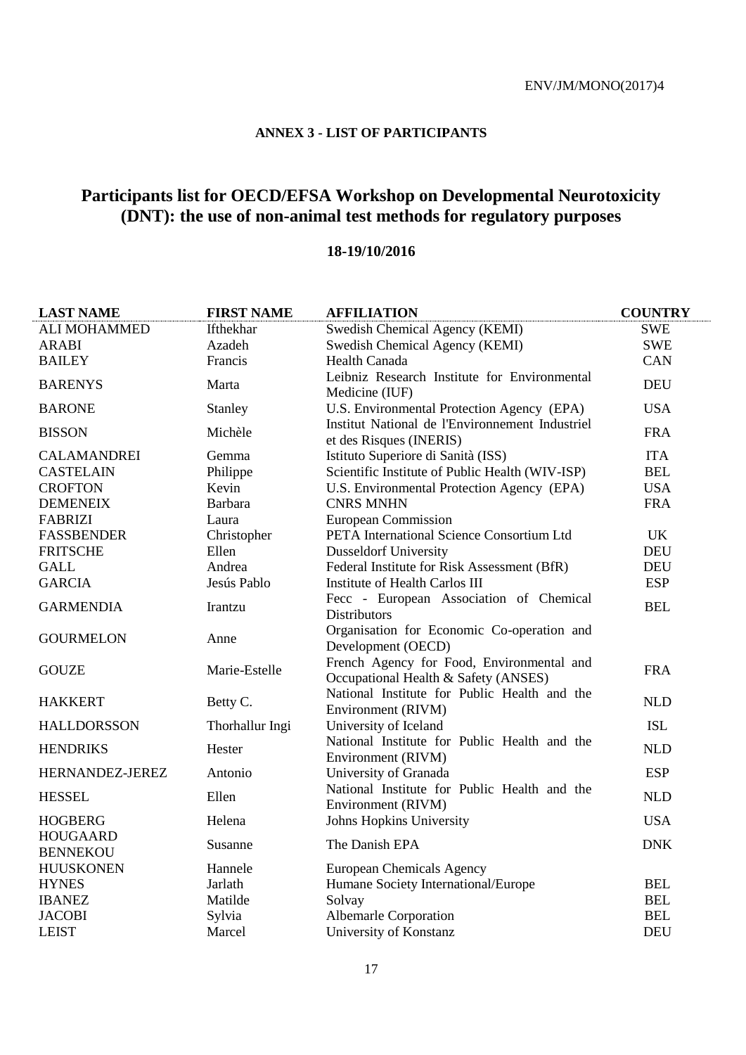**ANNEX 3 - LIST OF PARTICIPANTS**

# Participants list for OECD/EFSA Workshop on Developmental Neurotoxicity (DNT): the use of non-animal test methods for regulatory purposes

**18-19/10/2016**

| LAST NAME | FIRST NAME | AFFILIATION | COUNTRY |
|---|---|---|---|
| ALI MOHAMMED | Ifthekhar | Swedish Chemical Agency (KEMI) | SWE |
| ARABI | Azadeh | Swedish Chemical Agency (KEMI) | SWE |
| BAILEY | Francis | Health Canada | CAN |
| BARENYS | Marta | Leibniz Research Institute for Environmental Medicine (IUF) | DEU |
| BARONE | Stanley | U.S. Environmental Protection Agency (EPA) | USA |
| BISSON | Michèle | Institut National de l'Environnement Industriel et des Risques (INERIS) | FRA |
| CALAMANDREI | Gemma | Istituto Superiore di Sanità (ISS) | ITA |
| CASTELAIN | Philippe | Scientific Institute of Public Health (WIV-ISP) | BEL |
| CROFTON | Kevin | U.S. Environmental Protection Agency (EPA) | USA |
| DEMENEIX | Barbara | CNRS MNHN | FRA |
| FABRIZI | Laura | European Commission | |
| FASSBENDER | Christopher | PETA International Science Consortium Ltd | UK |
| FRITSCHE | Ellen | Dusseldorf University | DEU |
| GALL | Andrea | Federal Institute for Risk Assessment (BfR) | DEU |
| GARCIA | Jesús Pablo | Institute of Health Carlos III | ESP |
| GARMENDIA | Irantzu | Fecc - European Association of Chemical Distributors | BEL |
| GOURMELON | Anne | Organisation for Economic Co-operation and Development (OECD) | |
| GOUZE | Marie-Estelle | French Agency for Food, Environmental and Occupational Health & Safety (ANSES) | FRA |
| HAKKERT | Betty C. | National Institute for Public Health and the Environment (RIVM) | NLD |
| HALLDORSSON | Thorhallur Ingi | University of Iceland | ISL |
| HENDRIKS | Hester | National Institute for Public Health and the Environment (RIVM) | NLD |
| HERNANDEZ-JEREZ | Antonio | University of Granada | ESP |
| HESSEL | Ellen | National Institute for Public Health and the Environment (RIVM) | NLD |
| HOGBERG | Helena | Johns Hopkins University | USA |
| HOUGAARD BENNEKOU | Susanne | The Danish EPA | DNK |
| HUUSKONEN | Hannele | European Chemicals Agency | |
| HYNES | Jarlath | Humane Society International/Europe | BEL |
| IBANEZ | Matilde | Solvay | BEL |
| JACOBI | Sylvia | Albemarle Corporation | BEL |
| LEIST | Marcel | University of Konstanz | DEU |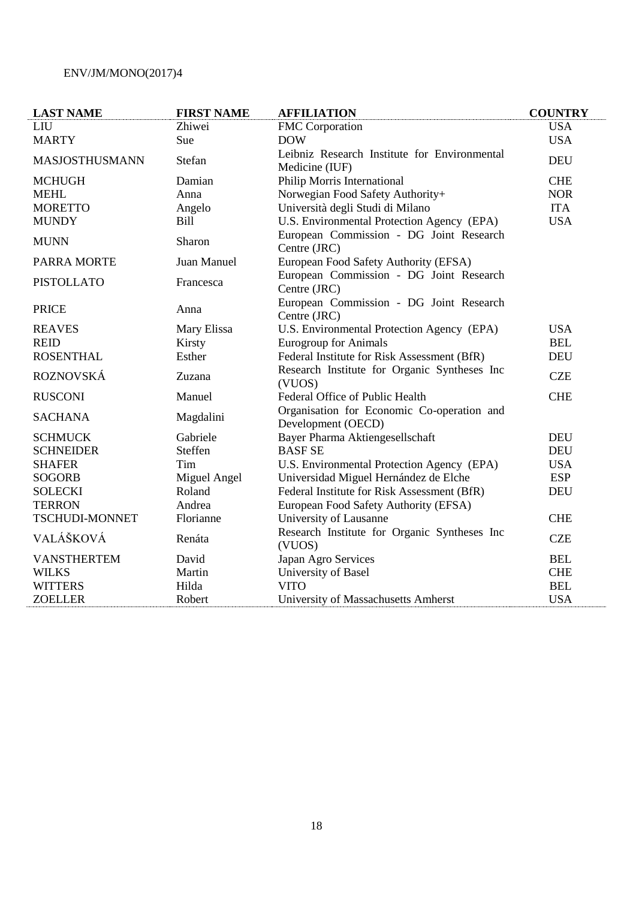| LAST NAME | FIRST NAME | AFFILIATION | COUNTRY |
|---|---|---|---|
| LIU | Zhiwei | FMC Corporation | USA |
| MARTY | Sue | DOW | USA |
| MASJOSTHUSMANN | Stefan | Leibniz Research Institute for Environmental Medicine (IUF) | DEU |
| MCHUGH | Damian | Philip Morris International | CHE |
| MEHL | Anna | Norwegian Food Safety Authority+ | NOR |
| MORETTO | Angelo | Università degli Studi di Milano | ITA |
| MUNDY | Bill | U.S. Environmental Protection Agency (EPA) | USA |
| MUNN | Sharon | European Commission - DG Joint Research Centre (JRC) | |
| PARRA MORTE | Juan Manuel | European Food Safety Authority (EFSA) | |
| PISTOLLATO | Francesca | European Commission - DG Joint Research Centre (JRC) | |
| PRICE | Anna | European Commission - DG Joint Research Centre (JRC) | |
| REAVES | Mary Elissa | U.S. Environmental Protection Agency (EPA) | USA |
| REID | Kirsty | Eurogroup for Animals | BEL |
| ROSENTHAL | Esther | Federal Institute for Risk Assessment (BfR) | DEU |
| ROZNOVSKÁ | Zuzana | Research Institute for Organic Syntheses Inc (VUOS) | CZE |
| RUSCONI | Manuel | Federal Office of Public Health | CHE |
| SACHANA | Magdalini | Organisation for Economic Co-operation and Development (OECD) | |
| SCHMUCK | Gabriele | Bayer Pharma Aktiengesellschaft | DEU |
| SCHNEIDER | Steffen | BASF SE | DEU |
| SHAFER | Tim | U.S. Environmental Protection Agency (EPA) | USA |
| SOGORB | Miguel Angel | Universidad Miguel Hernández de Elche | ESP |
| SOLECKI | Roland | Federal Institute for Risk Assessment (BfR) | DEU |
| TERRON | Andrea | European Food Safety Authority (EFSA) | |
| TSCHUDI-MONNET | Florianne | University of Lausanne | CHE |
| VALÁŠKOVÁ | Renáta | Research Institute for Organic Syntheses Inc (VUOS) | CZE |
| VANSTHERTEM | David | Japan Agro Services | BEL |
| WILKS | Martin | University of Basel | CHE |
| WITTERS | Hilda | VITO | BEL |
| ZOELLER | Robert | University of Massachusetts Amherst | USA |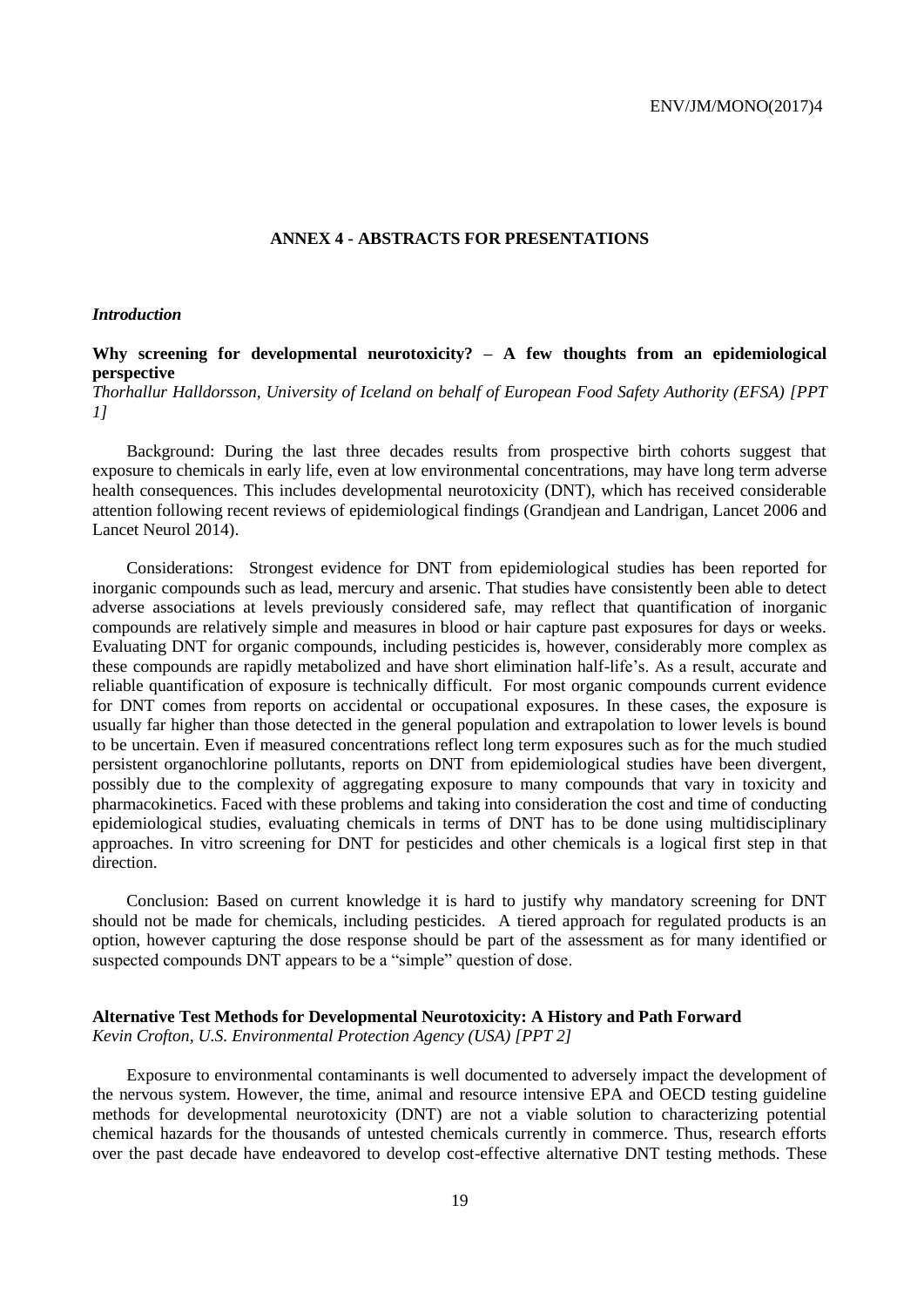# ANNEX 4 - ABSTRACTS FOR PRESENTATIONS

## *Introduction*

### Why screening for developmental neurotoxicity? – A few thoughts from an epidemiological perspective

*Thorhallur Halldorsson, University of Iceland on behalf of European Food Safety Authority (EFSA) [PPT 1]*

Background: During the last three decades results from prospective birth cohorts suggest that exposure to chemicals in early life, even at low environmental concentrations, may have long term adverse health consequences. This includes developmental neurotoxicity (DNT), which has received considerable attention following recent reviews of epidemiological findings (Grandjean and Landrigan, Lancet 2006 and Lancet Neurol 2014).

Considerations: Strongest evidence for DNT from epidemiological studies has been reported for inorganic compounds such as lead, mercury and arsenic. That studies have consistently been able to detect adverse associations at levels previously considered safe, may reflect that quantification of inorganic compounds are relatively simple and measures in blood or hair capture past exposures for days or weeks. Evaluating DNT for organic compounds, including pesticides is, however, considerably more complex as these compounds are rapidly metabolized and have short elimination half-life's. As a result, accurate and reliable quantification of exposure is technically difficult. For most organic compounds current evidence for DNT comes from reports on accidental or occupational exposures. In these cases, the exposure is usually far higher than those detected in the general population and extrapolation to lower levels is bound to be uncertain. Even if measured concentrations reflect long term exposures such as for the much studied persistent organochlorine pollutants, reports on DNT from epidemiological studies have been divergent, possibly due to the complexity of aggregating exposure to many compounds that vary in toxicity and pharmacokinetics. Faced with these problems and taking into consideration the cost and time of conducting epidemiological studies, evaluating chemicals in terms of DNT has to be done using multidisciplinary approaches. In vitro screening for DNT for pesticides and other chemicals is a logical first step in that direction.

Conclusion: Based on current knowledge it is hard to justify why mandatory screening for DNT should not be made for chemicals, including pesticides. A tiered approach for regulated products is an option, however capturing the dose response should be part of the assessment as for many identified or suspected compounds DNT appears to be a "simple" question of dose.

### Alternative Test Methods for Developmental Neurotoxicity: A History and Path Forward

*Kevin Crofton, U.S. Environmental Protection Agency (USA) [PPT 2]*

Exposure to environmental contaminants is well documented to adversely impact the development of the nervous system. However, the time, animal and resource intensive EPA and OECD testing guideline methods for developmental neurotoxicity (DNT) are not a viable solution to characterizing potential chemical hazards for the thousands of untested chemicals currently in commerce. Thus, research efforts over the past decade have endeavored to develop cost-effective alternative DNT testing methods. These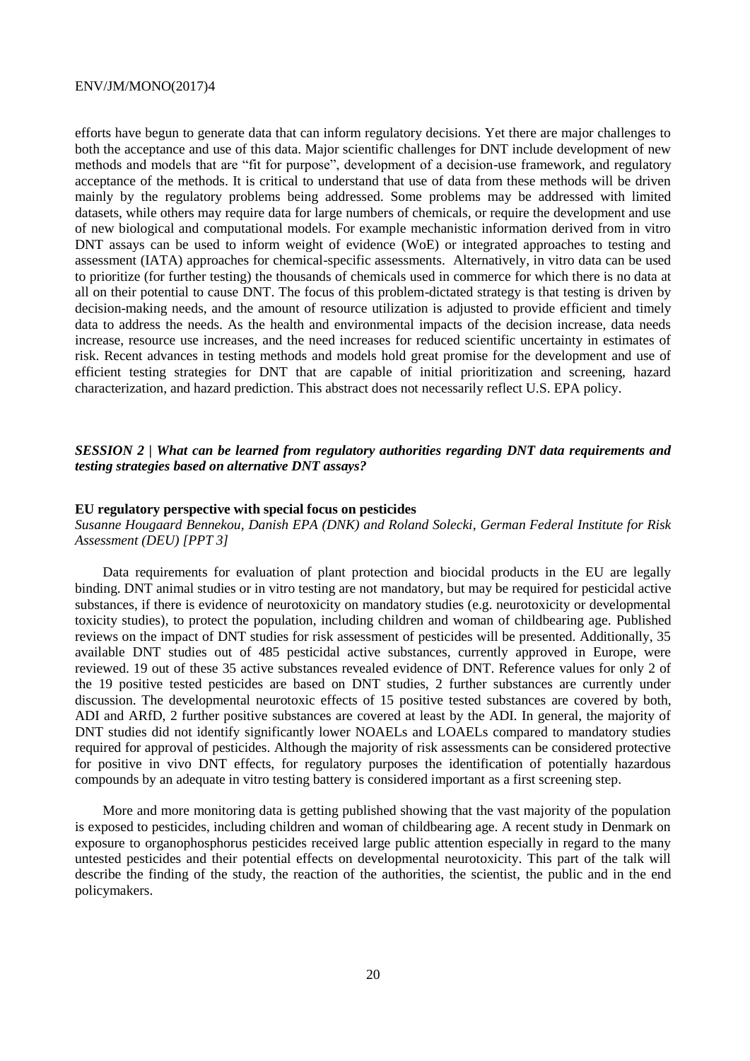efforts have begun to generate data that can inform regulatory decisions. Yet there are major challenges to both the acceptance and use of this data. Major scientific challenges for DNT include development of new methods and models that are "fit for purpose", development of a decision-use framework, and regulatory acceptance of the methods. It is critical to understand that use of data from these methods will be driven mainly by the regulatory problems being addressed. Some problems may be addressed with limited datasets, while others may require data for large numbers of chemicals, or require the development and use of new biological and computational models. For example mechanistic information derived from in vitro DNT assays can be used to inform weight of evidence (WoE) or integrated approaches to testing and assessment (IATA) approaches for chemical-specific assessments. Alternatively, in vitro data can be used to prioritize (for further testing) the thousands of chemicals used in commerce for which there is no data at all on their potential to cause DNT. The focus of this problem-dictated strategy is that testing is driven by decision-making needs, and the amount of resource utilization is adjusted to provide efficient and timely data to address the needs. As the health and environmental impacts of the decision increase, data needs increase, resource use increases, and the need increases for reduced scientific uncertainty in estimates of risk. Recent advances in testing methods and models hold great promise for the development and use of efficient testing strategies for DNT that are capable of initial prioritization and screening, hazard characterization, and hazard prediction. This abstract does not necessarily reflect U.S. EPA policy.

### *SESSION 2 | What can be learned from regulatory authorities regarding DNT data requirements and testing strategies based on alternative DNT assays?*

**EU regulatory perspective with special focus on pesticides**

*Susanne Hougaard Bennekou, Danish EPA (DNK) and Roland Solecki, German Federal Institute for Risk Assessment (DEU) [PPT 3]*

Data requirements for evaluation of plant protection and biocidal products in the EU are legally binding. DNT animal studies or in vitro testing are not mandatory, but may be required for pesticidal active substances, if there is evidence of neurotoxicity on mandatory studies (e.g. neurotoxicity or developmental toxicity studies), to protect the population, including children and woman of childbearing age. Published reviews on the impact of DNT studies for risk assessment of pesticides will be presented. Additionally, 35 available DNT studies out of 485 pesticidal active substances, currently approved in Europe, were reviewed. 19 out of these 35 active substances revealed evidence of DNT. Reference values for only 2 of the 19 positive tested pesticides are based on DNT studies, 2 further substances are currently under discussion. The developmental neurotoxic effects of 15 positive tested substances are covered by both, ADI and ARfD, 2 further positive substances are covered at least by the ADI. In general, the majority of DNT studies did not identify significantly lower NOAELs and LOAELs compared to mandatory studies required for approval of pesticides. Although the majority of risk assessments can be considered protective for positive in vivo DNT effects, for regulatory purposes the identification of potentially hazardous compounds by an adequate in vitro testing battery is considered important as a first screening step.

More and more monitoring data is getting published showing that the vast majority of the population is exposed to pesticides, including children and woman of childbearing age. A recent study in Denmark on exposure to organophosphorus pesticides received large public attention especially in regard to the many untested pesticides and their potential effects on developmental neurotoxicity. This part of the talk will describe the finding of the study, the reaction of the authorities, the scientist, the public and in the end policymakers.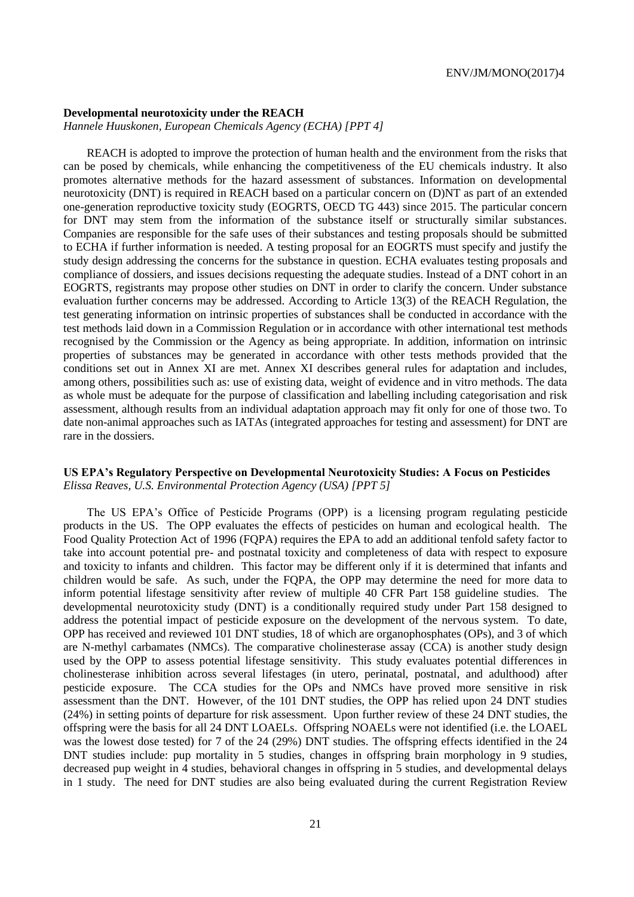**Developmental neurotoxicity under the REACH**

*Hannele Huuskonen, European Chemicals Agency (ECHA) [PPT 4]*

REACH is adopted to improve the protection of human health and the environment from the risks that can be posed by chemicals, while enhancing the competitiveness of the EU chemicals industry. It also promotes alternative methods for the hazard assessment of substances. Information on developmental neurotoxicity (DNT) is required in REACH based on a particular concern on (D)NT as part of an extended one-generation reproductive toxicity study (EOGRTS, OECD TG 443) since 2015. The particular concern for DNT may stem from the information of the substance itself or structurally similar substances. Companies are responsible for the safe uses of their substances and testing proposals should be submitted to ECHA if further information is needed. A testing proposal for an EOGRTS must specify and justify the study design addressing the concerns for the substance in question. ECHA evaluates testing proposals and compliance of dossiers, and issues decisions requesting the adequate studies. Instead of a DNT cohort in an EOGRTS, registrants may propose other studies on DNT in order to clarify the concern. Under substance evaluation further concerns may be addressed. According to Article 13(3) of the REACH Regulation, the test generating information on intrinsic properties of substances shall be conducted in accordance with the test methods laid down in a Commission Regulation or in accordance with other international test methods recognised by the Commission or the Agency as being appropriate. In addition, information on intrinsic properties of substances may be generated in accordance with other tests methods provided that the conditions set out in Annex XI are met. Annex XI describes general rules for adaptation and includes, among others, possibilities such as: use of existing data, weight of evidence and in vitro methods. The data as whole must be adequate for the purpose of classification and labelling including categorisation and risk assessment, although results from an individual adaptation approach may fit only for one of those two. To date non-animal approaches such as IATAs (integrated approaches for testing and assessment) for DNT are rare in the dossiers.

**US EPA's Regulatory Perspective on Developmental Neurotoxicity Studies: A Focus on Pesticides**

*Elissa Reaves, U.S. Environmental Protection Agency (USA) [PPT 5]*

The US EPA's Office of Pesticide Programs (OPP) is a licensing program regulating pesticide products in the US. The OPP evaluates the effects of pesticides on human and ecological health. The Food Quality Protection Act of 1996 (FQPA) requires the EPA to add an additional tenfold safety factor to take into account potential pre- and postnatal toxicity and completeness of data with respect to exposure and toxicity to infants and children. This factor may be different only if it is determined that infants and children would be safe. As such, under the FQPA, the OPP may determine the need for more data to inform potential lifestage sensitivity after review of multiple 40 CFR Part 158 guideline studies. The developmental neurotoxicity study (DNT) is a conditionally required study under Part 158 designed to address the potential impact of pesticide exposure on the development of the nervous system. To date, OPP has received and reviewed 101 DNT studies, 18 of which are organophosphates (OPs), and 3 of which are N-methyl carbamates (NMCs). The comparative cholinesterase assay (CCA) is another study design used by the OPP to assess potential lifestage sensitivity. This study evaluates potential differences in cholinesterase inhibition across several lifestages (in utero, perinatal, postnatal, and adulthood) after pesticide exposure. The CCA studies for the OPs and NMCs have proved more sensitive in risk assessment than the DNT. However, of the 101 DNT studies, the OPP has relied upon 24 DNT studies (24%) in setting points of departure for risk assessment. Upon further review of these 24 DNT studies, the offspring were the basis for all 24 DNT LOAELs. Offspring NOAELs were not identified (i.e. the LOAEL was the lowest dose tested) for 7 of the 24 (29%) DNT studies. The offspring effects identified in the 24 DNT studies include: pup mortality in 5 studies, changes in offspring brain morphology in 9 studies, decreased pup weight in 4 studies, behavioral changes in offspring in 5 studies, and developmental delays in 1 study. The need for DNT studies are also being evaluated during the current Registration Review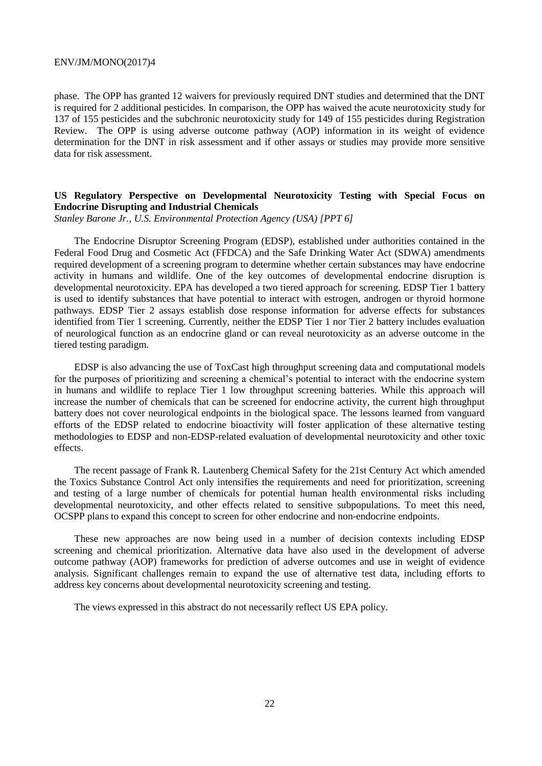phase. The OPP has granted 12 waivers for previously required DNT studies and determined that the DNT is required for 2 additional pesticides. In comparison, the OPP has waived the acute neurotoxicity study for 137 of 155 pesticides and the subchronic neurotoxicity study for 149 of 155 pesticides during Registration Review. The OPP is using adverse outcome pathway (AOP) information in its weight of evidence determination for the DNT in risk assessment and if other assays or studies may provide more sensitive data for risk assessment.

**US Regulatory Perspective on Developmental Neurotoxicity Testing with Special Focus on Endocrine Disrupting and Industrial Chemicals**

*Stanley Barone Jr., U.S. Environmental Protection Agency (USA) [PPT 6]*

The Endocrine Disruptor Screening Program (EDSP), established under authorities contained in the Federal Food Drug and Cosmetic Act (FFDCA) and the Safe Drinking Water Act (SDWA) amendments required development of a screening program to determine whether certain substances may have endocrine activity in humans and wildlife. One of the key outcomes of developmental endocrine disruption is developmental neurotoxicity. EPA has developed a two tiered approach for screening. EDSP Tier 1 battery is used to identify substances that have potential to interact with estrogen, androgen or thyroid hormone pathways. EDSP Tier 2 assays establish dose response information for adverse effects for substances identified from Tier 1 screening. Currently, neither the EDSP Tier 1 nor Tier 2 battery includes evaluation of neurological function as an endocrine gland or can reveal neurotoxicity as an adverse outcome in the tiered testing paradigm.

EDSP is also advancing the use of ToxCast high throughput screening data and computational models for the purposes of prioritizing and screening a chemical's potential to interact with the endocrine system in humans and wildlife to replace Tier 1 low throughput screening batteries. While this approach will increase the number of chemicals that can be screened for endocrine activity, the current high throughput battery does not cover neurological endpoints in the biological space. The lessons learned from vanguard efforts of the EDSP related to endocrine bioactivity will foster application of these alternative testing methodologies to EDSP and non-EDSP-related evaluation of developmental neurotoxicity and other toxic effects.

The recent passage of Frank R. Lautenberg Chemical Safety for the 21st Century Act which amended the Toxics Substance Control Act only intensifies the requirements and need for prioritization, screening and testing of a large number of chemicals for potential human health environmental risks including developmental neurotoxicity, and other effects related to sensitive subpopulations. To meet this need, OCSPP plans to expand this concept to screen for other endocrine and non-endocrine endpoints.

These new approaches are now being used in a number of decision contexts including EDSP screening and chemical prioritization. Alternative data have also used in the development of adverse outcome pathway (AOP) frameworks for prediction of adverse outcomes and use in weight of evidence analysis. Significant challenges remain to expand the use of alternative test data, including efforts to address key concerns about developmental neurotoxicity screening and testing.

The views expressed in this abstract do not necessarily reflect US EPA policy.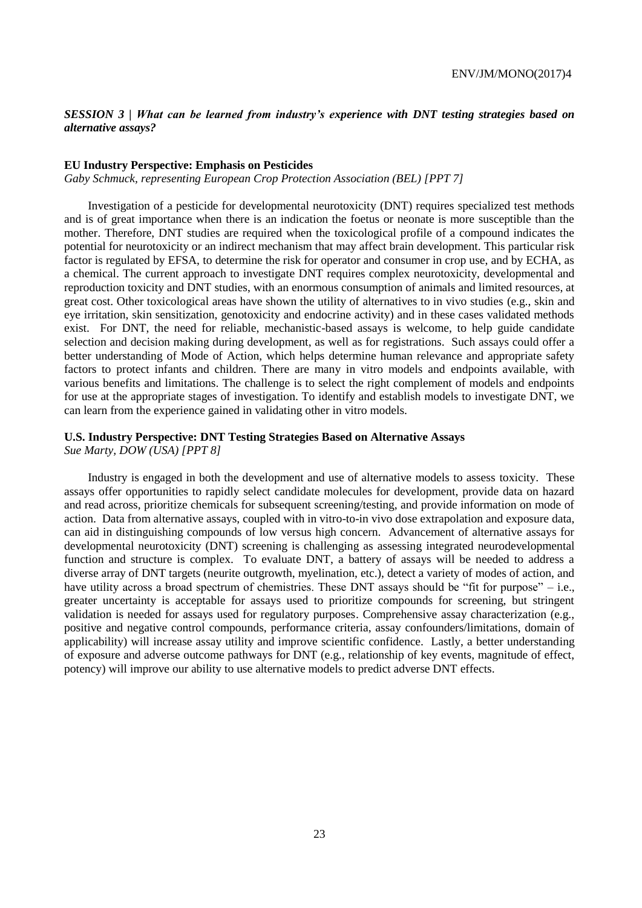***SESSION 3 | What can be learned from industry's experience with DNT testing strategies based on alternative assays?***

**EU Industry Perspective: Emphasis on Pesticides**

*Gaby Schmuck, representing European Crop Protection Association (BEL) [PPT 7]*

Investigation of a pesticide for developmental neurotoxicity (DNT) requires specialized test methods and is of great importance when there is an indication the foetus or neonate is more susceptible than the mother. Therefore, DNT studies are required when the toxicological profile of a compound indicates the potential for neurotoxicity or an indirect mechanism that may affect brain development. This particular risk factor is regulated by EFSA, to determine the risk for operator and consumer in crop use, and by ECHA, as a chemical. The current approach to investigate DNT requires complex neurotoxicity, developmental and reproduction toxicity and DNT studies, with an enormous consumption of animals and limited resources, at great cost. Other toxicological areas have shown the utility of alternatives to in vivo studies (e.g., skin and eye irritation, skin sensitization, genotoxicity and endocrine activity) and in these cases validated methods exist. For DNT, the need for reliable, mechanistic-based assays is welcome, to help guide candidate selection and decision making during development, as well as for registrations. Such assays could offer a better understanding of Mode of Action, which helps determine human relevance and appropriate safety factors to protect infants and children. There are many in vitro models and endpoints available, with various benefits and limitations. The challenge is to select the right complement of models and endpoints for use at the appropriate stages of investigation. To identify and establish models to investigate DNT, we can learn from the experience gained in validating other in vitro models.

**U.S. Industry Perspective: DNT Testing Strategies Based on Alternative Assays**

*Sue Marty, DOW (USA) [PPT 8]*

Industry is engaged in both the development and use of alternative models to assess toxicity. These assays offer opportunities to rapidly select candidate molecules for development, provide data on hazard and read across, prioritize chemicals for subsequent screening/testing, and provide information on mode of action. Data from alternative assays, coupled with in vitro-to-in vivo dose extrapolation and exposure data, can aid in distinguishing compounds of low versus high concern. Advancement of alternative assays for developmental neurotoxicity (DNT) screening is challenging as assessing integrated neurodevelopmental function and structure is complex. To evaluate DNT, a battery of assays will be needed to address a diverse array of DNT targets (neurite outgrowth, myelination, etc.), detect a variety of modes of action, and have utility across a broad spectrum of chemistries. These DNT assays should be "fit for purpose" – i.e., greater uncertainty is acceptable for assays used to prioritize compounds for screening, but stringent validation is needed for assays used for regulatory purposes. Comprehensive assay characterization (e.g., positive and negative control compounds, performance criteria, assay confounders/limitations, domain of applicability) will increase assay utility and improve scientific confidence. Lastly, a better understanding of exposure and adverse outcome pathways for DNT (e.g., relationship of key events, magnitude of effect, potency) will improve our ability to use alternative models to predict adverse DNT effects.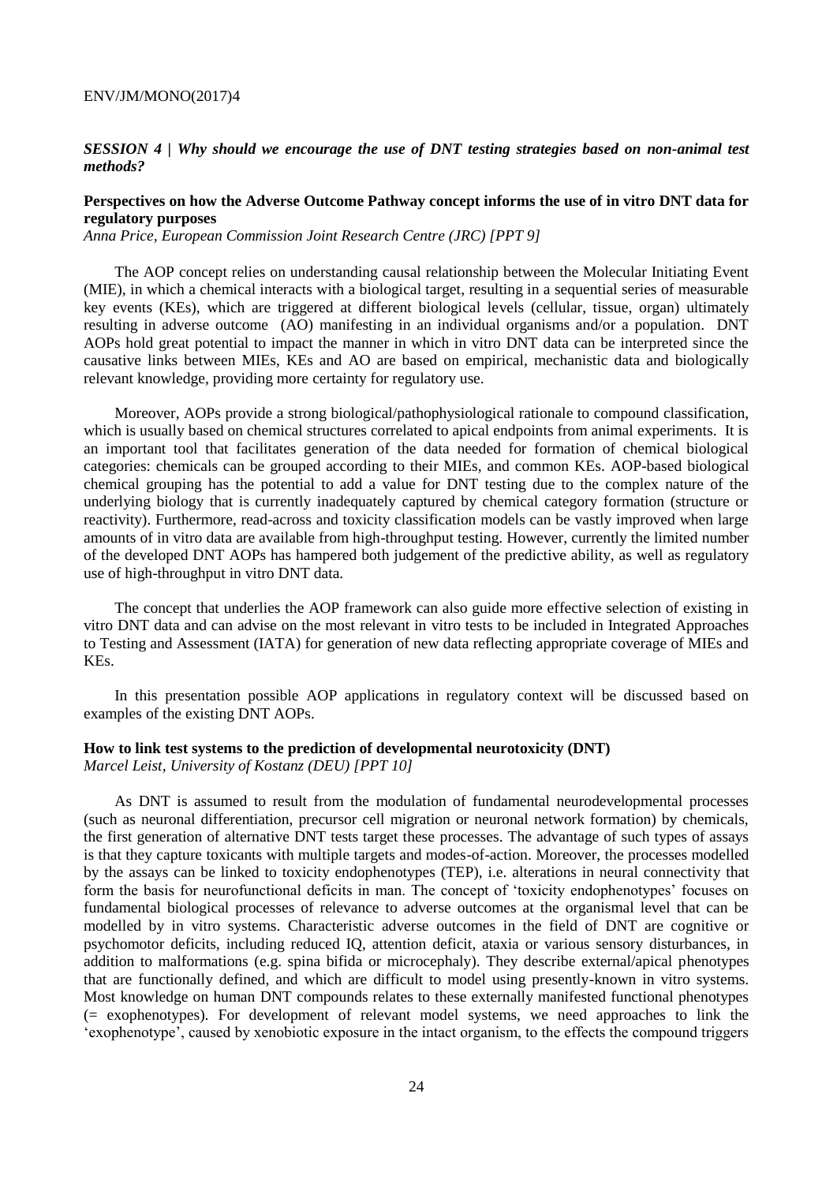***SESSION 4 | Why should we encourage the use of DNT testing strategies based on non-animal test methods?***

**Perspectives on how the Adverse Outcome Pathway concept informs the use of in vitro DNT data for regulatory purposes**
*Anna Price, European Commission Joint Research Centre (JRC) [PPT 9]*

The AOP concept relies on understanding causal relationship between the Molecular Initiating Event (MIE), in which a chemical interacts with a biological target, resulting in a sequential series of measurable key events (KEs), which are triggered at different biological levels (cellular, tissue, organ) ultimately resulting in adverse outcome (AO) manifesting in an individual organisms and/or a population. DNT AOPs hold great potential to impact the manner in which in vitro DNT data can be interpreted since the causative links between MIEs, KEs and AO are based on empirical, mechanistic data and biologically relevant knowledge, providing more certainty for regulatory use.

Moreover, AOPs provide a strong biological/pathophysiological rationale to compound classification, which is usually based on chemical structures correlated to apical endpoints from animal experiments. It is an important tool that facilitates generation of the data needed for formation of chemical biological categories: chemicals can be grouped according to their MIEs, and common KEs. AOP-based biological chemical grouping has the potential to add a value for DNT testing due to the complex nature of the underlying biology that is currently inadequately captured by chemical category formation (structure or reactivity). Furthermore, read-across and toxicity classification models can be vastly improved when large amounts of in vitro data are available from high-throughput testing. However, currently the limited number of the developed DNT AOPs has hampered both judgement of the predictive ability, as well as regulatory use of high-throughput in vitro DNT data.

The concept that underlies the AOP framework can also guide more effective selection of existing in vitro DNT data and can advise on the most relevant in vitro tests to be included in Integrated Approaches to Testing and Assessment (IATA) for generation of new data reflecting appropriate coverage of MIEs and KEs.

In this presentation possible AOP applications in regulatory context will be discussed based on examples of the existing DNT AOPs.

**How to link test systems to the prediction of developmental neurotoxicity (DNT)**
*Marcel Leist, University of Kostanz (DEU) [PPT 10]*

As DNT is assumed to result from the modulation of fundamental neurodevelopmental processes (such as neuronal differentiation, precursor cell migration or neuronal network formation) by chemicals, the first generation of alternative DNT tests target these processes. The advantage of such types of assays is that they capture toxicants with multiple targets and modes-of-action. Moreover, the processes modelled by the assays can be linked to toxicity endophenotypes (TEP), i.e. alterations in neural connectivity that form the basis for neurofunctional deficits in man. The concept of 'toxicity endophenotypes' focuses on fundamental biological processes of relevance to adverse outcomes at the organismal level that can be modelled by in vitro systems. Characteristic adverse outcomes in the field of DNT are cognitive or psychomotor deficits, including reduced IQ, attention deficit, ataxia or various sensory disturbances, in addition to malformations (e.g. spina bifida or microcephaly). They describe external/apical phenotypes that are functionally defined, and which are difficult to model using presently-known in vitro systems. Most knowledge on human DNT compounds relates to these externally manifested functional phenotypes (= exophenotypes). For development of relevant model systems, we need approaches to link the 'exophenotype', caused by xenobiotic exposure in the intact organism, to the effects the compound triggers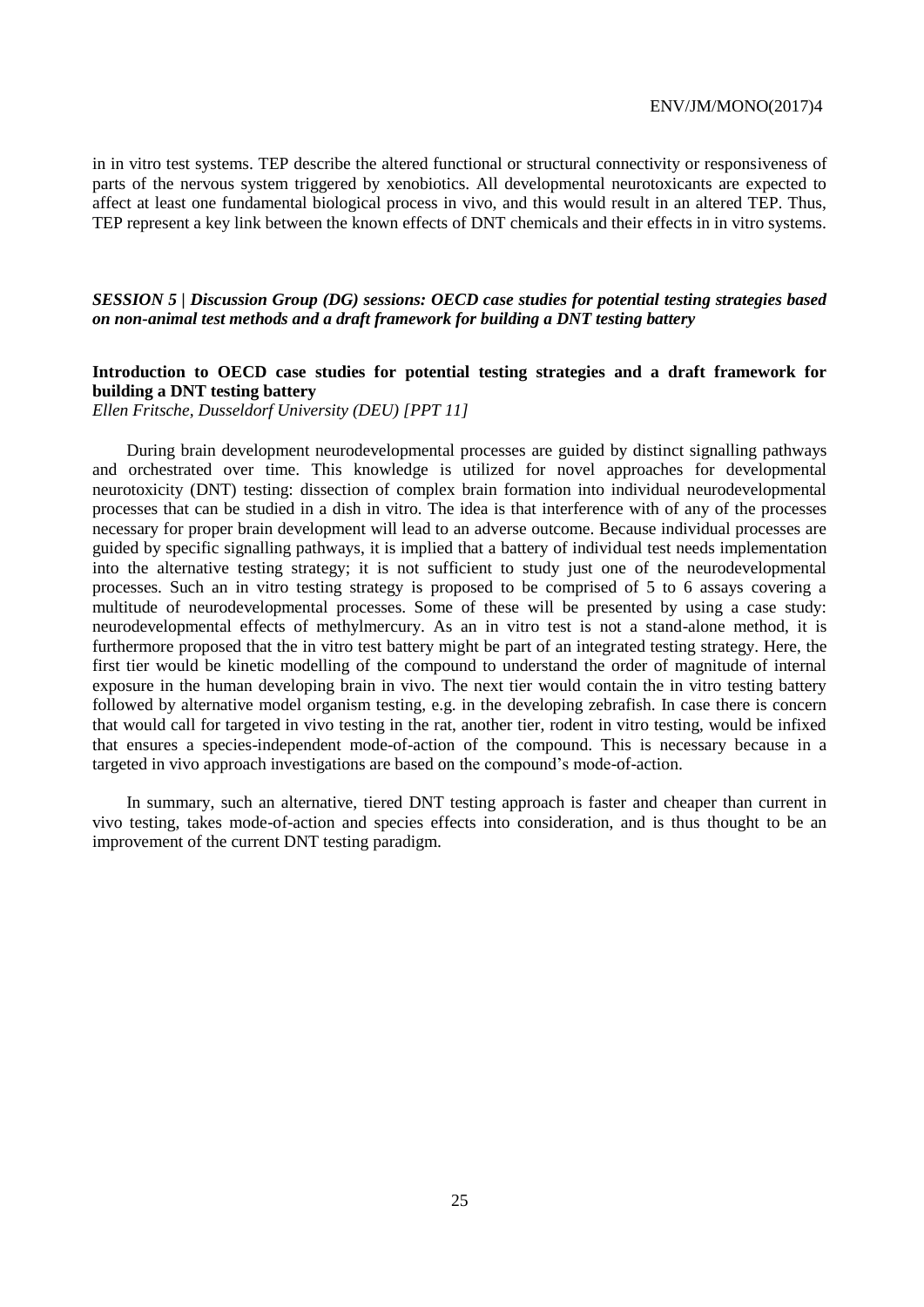in in vitro test systems. TEP describe the altered functional or structural connectivity or responsiveness of parts of the nervous system triggered by xenobiotics. All developmental neurotoxicants are expected to affect at least one fundamental biological process in vivo, and this would result in an altered TEP. Thus, TEP represent a key link between the known effects of DNT chemicals and their effects in in vitro systems.

## *SESSION 5 | Discussion Group (DG) sessions: OECD case studies for potential testing strategies based on non-animal test methods and a draft framework for building a DNT testing battery*

### Introduction to OECD case studies for potential testing strategies and a draft framework for building a DNT testing battery

*Ellen Fritsche, Dusseldorf University (DEU) [PPT 11]*

During brain development neurodevelopmental processes are guided by distinct signalling pathways and orchestrated over time. This knowledge is utilized for novel approaches for developmental neurotoxicity (DNT) testing: dissection of complex brain formation into individual neurodevelopmental processes that can be studied in a dish in vitro. The idea is that interference with of any of the processes necessary for proper brain development will lead to an adverse outcome. Because individual processes are guided by specific signalling pathways, it is implied that a battery of individual test needs implementation into the alternative testing strategy; it is not sufficient to study just one of the neurodevelopmental processes. Such an in vitro testing strategy is proposed to be comprised of 5 to 6 assays covering a multitude of neurodevelopmental processes. Some of these will be presented by using a case study: neurodevelopmental effects of methylmercury. As an in vitro test is not a stand-alone method, it is furthermore proposed that the in vitro test battery might be part of an integrated testing strategy. Here, the first tier would be kinetic modelling of the compound to understand the order of magnitude of internal exposure in the human developing brain in vivo. The next tier would contain the in vitro testing battery followed by alternative model organism testing, e.g. in the developing zebrafish. In case there is concern that would call for targeted in vivo testing in the rat, another tier, rodent in vitro testing, would be infixed that ensures a species-independent mode-of-action of the compound. This is necessary because in a targeted in vivo approach investigations are based on the compound's mode-of-action.

In summary, such an alternative, tiered DNT testing approach is faster and cheaper than current in vivo testing, takes mode-of-action and species effects into consideration, and is thus thought to be an improvement of the current DNT testing paradigm.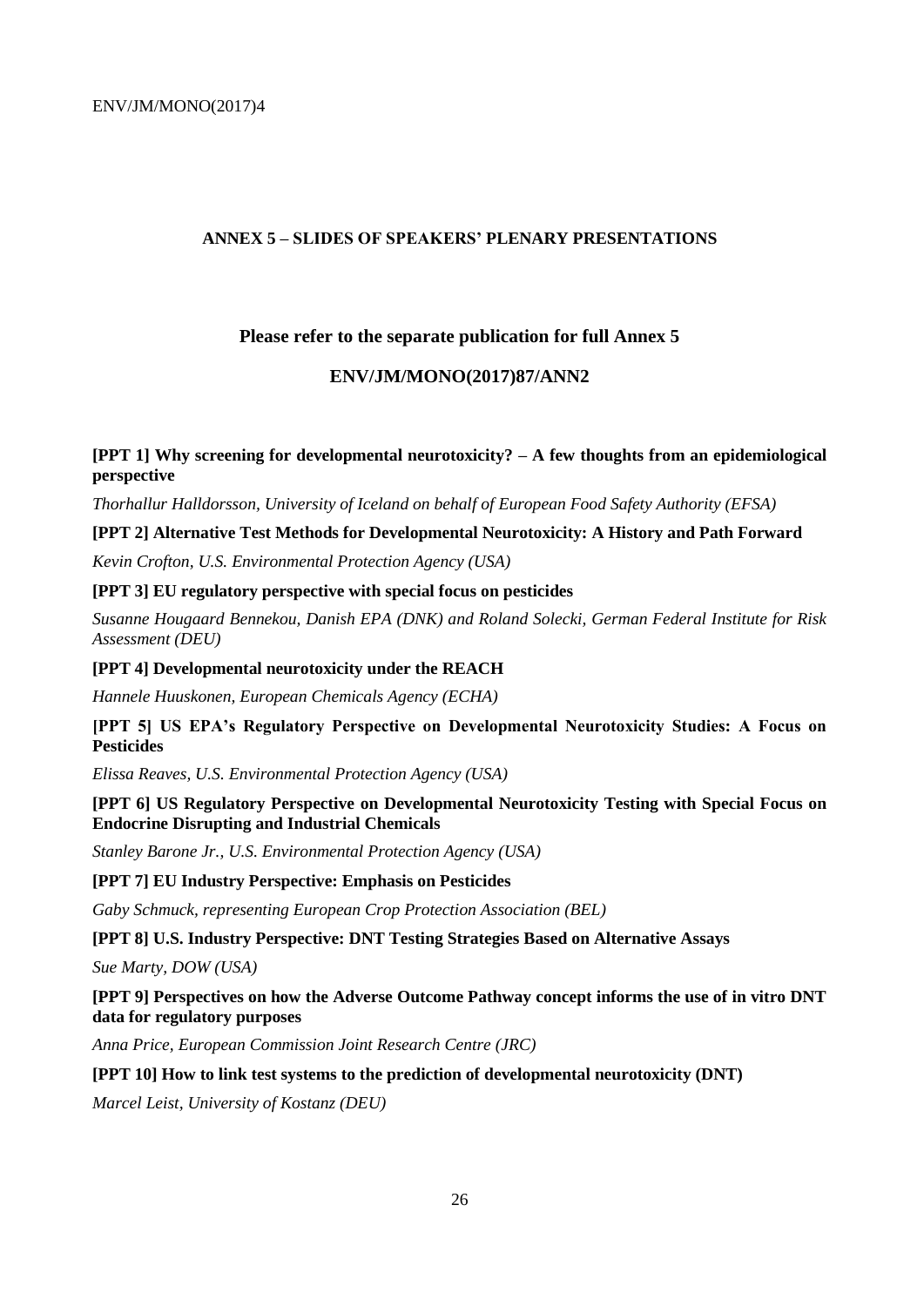## ANNEX 5 – SLIDES OF SPEAKERS' PLENARY PRESENTATIONS

**Please refer to the separate publication for full Annex 5**

**ENV/JM/MONO(2017)87/ANN2**

**[PPT 1] Why screening for developmental neurotoxicity? – A few thoughts from an epidemiological perspective**

*Thorhallur Halldorsson, University of Iceland on behalf of European Food Safety Authority (EFSA)*

**[PPT 2] Alternative Test Methods for Developmental Neurotoxicity: A History and Path Forward**

*Kevin Crofton, U.S. Environmental Protection Agency (USA)*

**[PPT 3] EU regulatory perspective with special focus on pesticides**

*Susanne Hougaard Bennekou, Danish EPA (DNK) and Roland Solecki, German Federal Institute for Risk Assessment (DEU)*

**[PPT 4] Developmental neurotoxicity under the REACH**

*Hannele Huuskonen, European Chemicals Agency (ECHA)*

**[PPT 5] US EPA's Regulatory Perspective on Developmental Neurotoxicity Studies: A Focus on Pesticides**

*Elissa Reaves, U.S. Environmental Protection Agency (USA)*

**[PPT 6] US Regulatory Perspective on Developmental Neurotoxicity Testing with Special Focus on Endocrine Disrupting and Industrial Chemicals**

*Stanley Barone Jr., U.S. Environmental Protection Agency (USA)*

**[PPT 7] EU Industry Perspective: Emphasis on Pesticides**

*Gaby Schmuck, representing European Crop Protection Association (BEL)*

**[PPT 8] U.S. Industry Perspective: DNT Testing Strategies Based on Alternative Assays**

*Sue Marty, DOW (USA)*

**[PPT 9] Perspectives on how the Adverse Outcome Pathway concept informs the use of in vitro DNT data for regulatory purposes**

*Anna Price, European Commission Joint Research Centre (JRC)*

**[PPT 10] How to link test systems to the prediction of developmental neurotoxicity (DNT)**

*Marcel Leist, University of Kostanz (DEU)*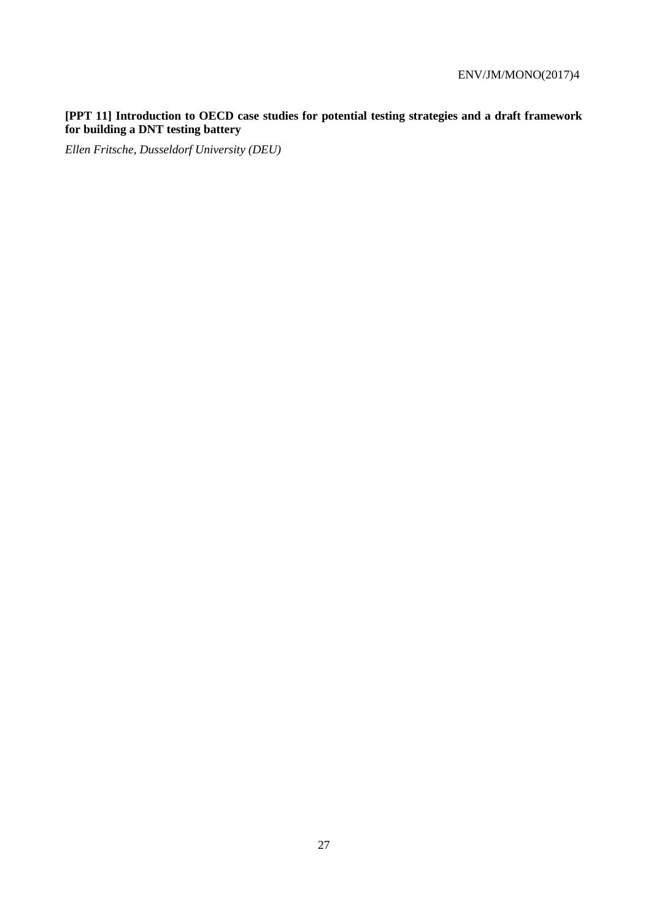**[PPT 11] Introduction to OECD case studies for potential testing strategies and a draft framework for building a DNT testing battery**

*Ellen Fritsche, Dusseldorf University (DEU)*